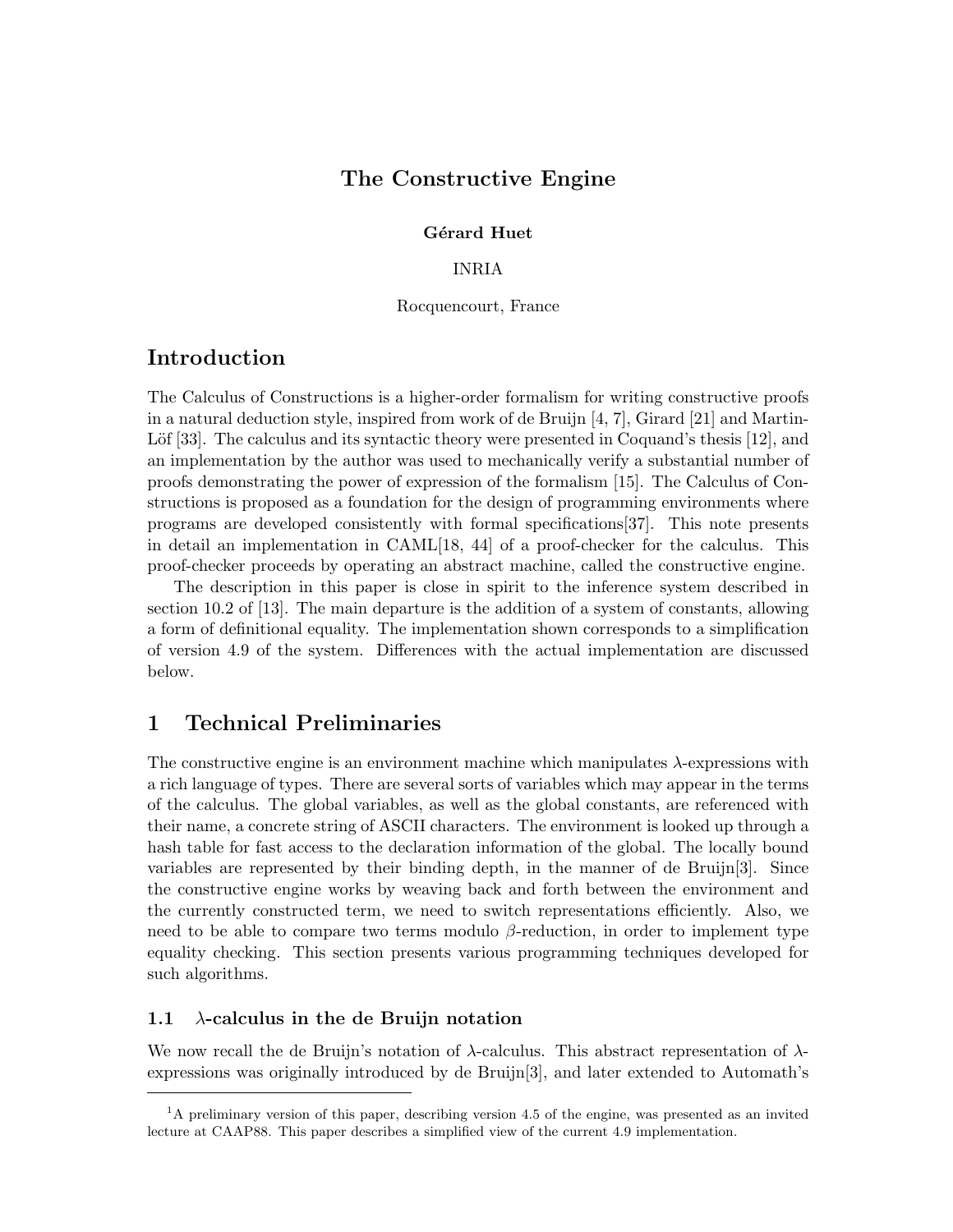# The Constructive Engine

**Gérard Huet**

INRIA

Rocquencourt, France

## Introduction

The Calculus of Constructions is a higher-order formalism for writing constructive proofs in a natural deduction style, inspired from work of de Bruijn [4, 7], Girard [21] and Martin-Löf [33]. The calculus and its syntactic theory were presented in Coquand's thesis [12], and an implementation by the author was used to mechanically verify a substantial number of proofs demonstrating the power of expression of the formalism [15]. The Calculus of Constructions is proposed as a foundation for the design of programming environments where programs are developed consistently with formal specifications[37]. This note presents in detail an implementation in CAML[18, 44] of a proof-checker for the calculus. This proof-checker proceeds by operating an abstract machine, called the constructive engine.

The description in this paper is close in spirit to the inference system described in section 10.2 of [13]. The main departure is the addition of a system of constants, allowing a form of definitional equality. The implementation shown corresponds to a simplification of version 4.9 of the system. Differences with the actual implementation are discussed below.

## 1 Technical Preliminaries

The constructive engine is an environment machine which manipulates $\lambda$-expressions with a rich language of types. There are several sorts of variables which may appear in the terms of the calculus. The global variables, as well as the global constants, are referenced with their name, a concrete string of ASCII characters. The environment is looked up through a hash table for fast access to the declaration information of the global. The locally bound variables are represented by their binding depth, in the manner of de Bruijn[3]. Since the constructive engine works by weaving back and forth between the environment and the currently constructed term, we need to switch representations efficiently. Also, we need to be able to compare two terms modulo $\beta$-reduction, in order to implement type equality checking. This section presents various programming techniques developed for such algorithms.

### 1.1 $\lambda$-calculus in the de Bruijn notation

We now recall the de Bruijn's notation of $\lambda$-calculus. This abstract representation of $\lambda$-expressions was originally introduced by de Bruijn[3], and later extended to Automath's

[1] A preliminary version of this paper, describing version 4.5 of the engine, was presented as an invited lecture at CAAP88. This paper describes a simplified view of the current 4.9 implementation.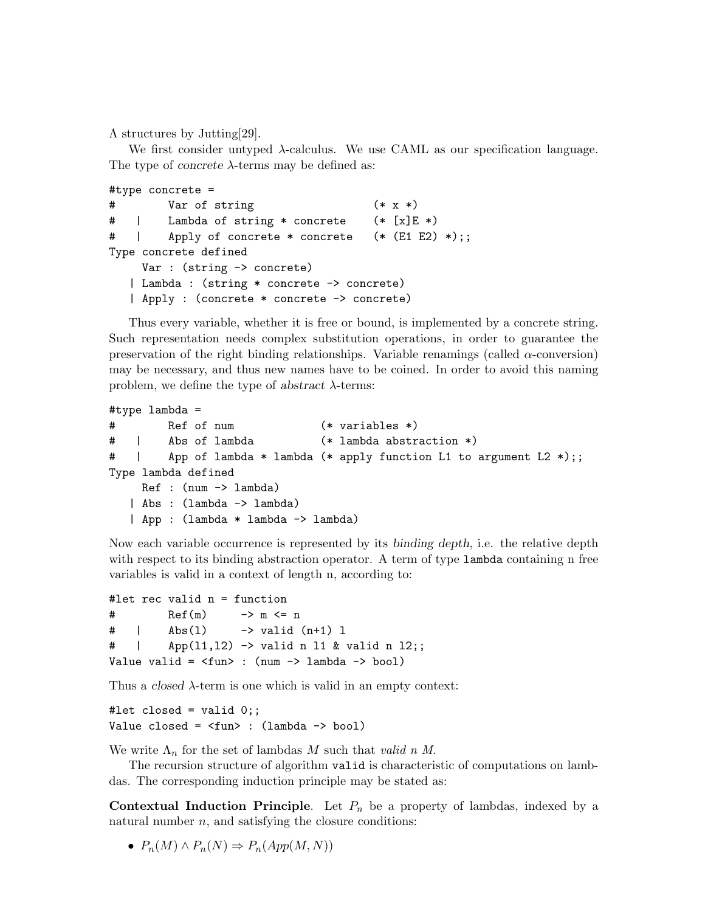$\Lambda$ structures by Jutting[29].

We first consider untyped $\lambda$-calculus. We use CAML as our specification language. The type of *concrete* $\lambda$-terms may be defined as:

```
#type concrete =
#       Var of string                  (* x *)
#   |   Lambda of string * concrete    (* [x]E *)
#   |   Apply of concrete * concrete   (* (E1 E2) *);;
Type concrete defined
     Var : (string -> concrete)
   | Lambda : (string * concrete -> concrete)
   | Apply : (concrete * concrete -> concrete)
```

Thus every variable, whether it is free or bound, is implemented by a concrete string. Such representation needs complex substitution operations, in order to guarantee the preservation of the right binding relationships. Variable renamings (called $\alpha$-conversion) may be necessary, and thus new names have to be coined. In order to avoid this naming problem, we define the type of *abstract* $\lambda$-terms:

```
#type lambda =
#       Ref of num            (* variables *)
#   |   Abs of lambda         (* lambda abstraction *)
#   |   App of lambda * lambda (* apply function L1 to argument L2 *);;
Type lambda defined
     Ref : (num -> lambda)
   | Abs : (lambda -> lambda)
   | App : (lambda * lambda -> lambda)
```

Now each variable occurrence is represented by its *binding depth*, i.e. the relative depth with respect to its binding abstraction operator. A term of type `lambda` containing n free variables is valid in a context of length n, according to:

```
#let rec valid n = function
#       Ref(m)      -> m <= n
#   |   Abs(l)      -> valid (n+1) l
#   |   App(l1,l2) -> valid n l1 & valid n l2;;
Value valid = <fun> : (num -> lambda -> bool)
```

Thus a *closed* $\lambda$-term is one which is valid in an empty context:

```
#let closed = valid 0;;
Value closed = <fun> : (lambda -> bool)
```

We write $\Lambda_n$ for the set of lambdas $M$ such that *valid n M*.

The recursion structure of algorithm `valid` is characteristic of computations on lambdas. The corresponding induction principle may be stated as:

**Contextual Induction Principle**. Let $P_n$ be a property of lambdas, indexed by a natural number $n$, and satisfying the closure conditions:

- $P_n(M) \wedge P_n(N) \Rightarrow P_n(App(M, N))$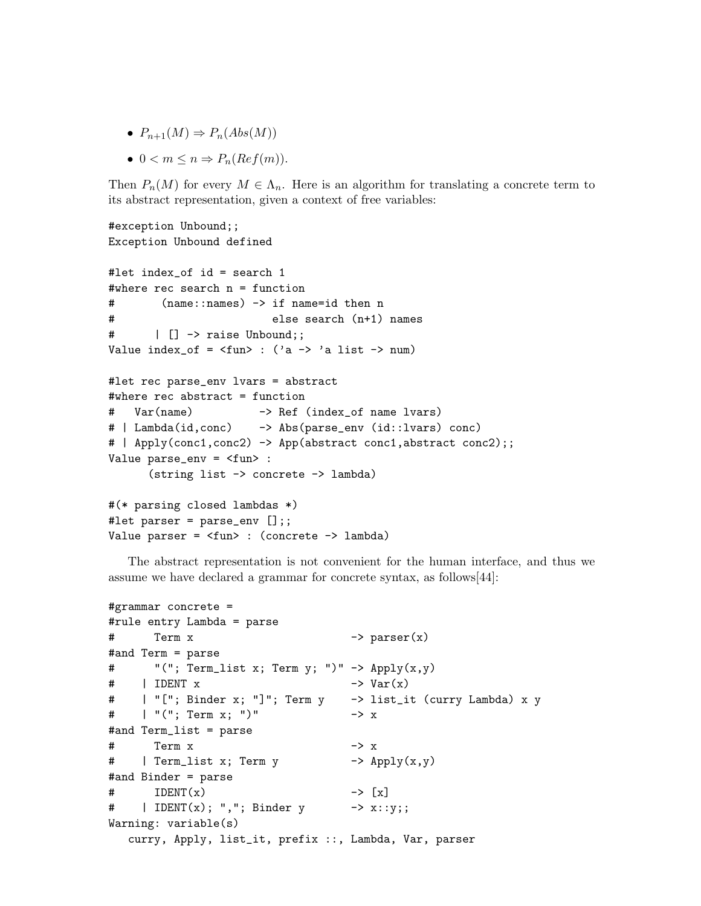- $P_{n+1}(M) \Rightarrow P_n(Abs(M))$
- $0 < m \leq n \Rightarrow P_n(Ref(m))$.

Then $P_n(M)$ for every $M \in \Lambda_n$. Here is an algorithm for translating a concrete term to its abstract representation, given a context of free variables:

```
#exception Unbound;;
Exception Unbound defined

#let index_of id = search 1
#where rec search n = function
#       (name::names) -> if name=id then n
#                        else search (n+1) names
#      | [] -> raise Unbound;;
Value index_of = <fun> : ('a -> 'a list -> num)

#let rec parse_env lvars = abstract
#where rec abstract = function
#   Var(name)          -> Ref (index_of name lvars)
# | Lambda(id,conc)    -> Abs(parse_env (id::lvars) conc)
# | Apply(conc1,conc2) -> App(abstract conc1,abstract conc2);;
Value parse_env = <fun> :
      (string list -> concrete -> lambda)

#(* parsing closed lambdas *)
#let parser = parse_env [];;
Value parser = <fun> : (concrete -> lambda)
```

The abstract representation is not convenient for the human interface, and thus we assume we have declared a grammar for concrete syntax, as follows[44]:

```
#grammar concrete =
#rule entry Lambda = parse
#      Term x                         -> parser(x)
#and Term = parse
#      "("; Term_list x; Term y; ")" -> Apply(x,y)
#    | IDENT x                        -> Var(x)
#    | "["; Binder x; "]"; Term y    -> list_it (curry Lambda) x y
#    | "("; Term x; ")"               -> x
#and Term_list = parse
#      Term x                         -> x
#    | Term_list x; Term y            -> Apply(x,y)
#and Binder = parse
#      IDENT(x)                       -> [x]
#    | IDENT(x); ","; Binder y        -> x::y;;
Warning: variable(s)
   curry, Apply, list_it, prefix ::, Lambda, Var, parser
```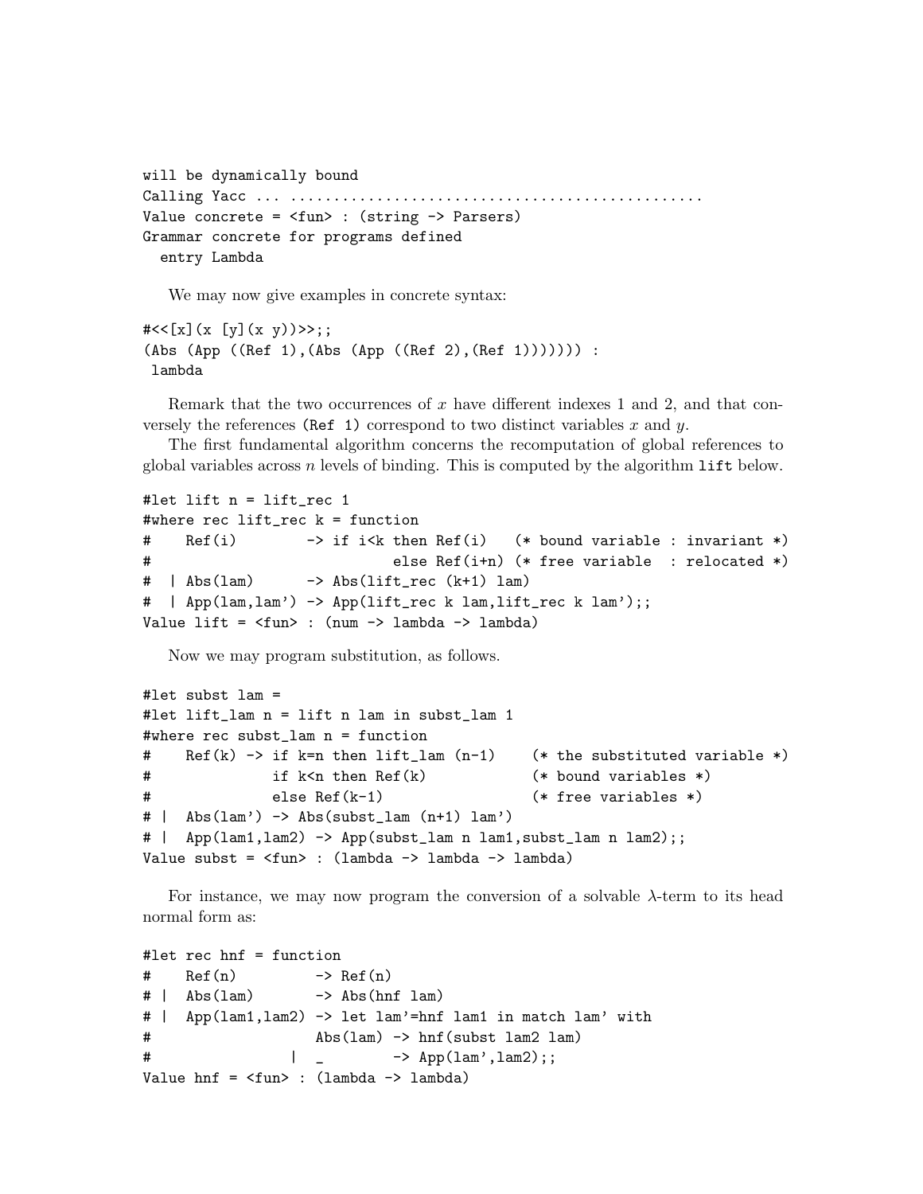```
will be dynamically bound
Calling Yacc ... ..............................................
Value concrete = <fun> : (string -> Parsers)
Grammar concrete for programs defined
  entry Lambda
```

We may now give examples in concrete syntax:

```
#<<[x](x [y](x y))>>;;
(Abs (App ((Ref 1),(Abs (App ((Ref 2),(Ref 1))))))) :
 lambda
```

Remark that the two occurrences of $x$ have different indexes 1 and 2, and that conversely the references (Ref 1) correspond to two distinct variables $x$ and $y$.

The first fundamental algorithm concerns the recomputation of global references to global variables across $n$ levels of binding. This is computed by the algorithm `lift` below.

```
#let lift n = lift_rec 1
#where rec lift_rec k = function
#    Ref(i)        -> if i<k then Ref(i)   (* bound variable : invariant *)
#                              else Ref(i+n) (* free variable  : relocated *)
#  | Abs(lam)      -> Abs(lift_rec (k+1) lam)
#  | App(lam,lam') -> App(lift_rec k lam,lift_rec k lam');;
Value lift = <fun> : (num -> lambda -> lambda)
```

Now we may program substitution, as follows.

```
#let subst lam =
#let lift_lam n = lift n lam in subst_lam 1
#where rec subst_lam n = function
#    Ref(k) -> if k=n then lift_lam (n-1)    (* the substituted variable *)
#              if k<n then Ref(k)            (* bound variables *)
#              else Ref(k-1)                 (* free variables *)
# |  Abs(lam') -> Abs(subst_lam (n+1) lam')
# |  App(lam1,lam2) -> App(subst_lam n lam1,subst_lam n lam2);;
Value subst = <fun> : (lambda -> lambda -> lambda)
```

For instance, we may now program the conversion of a solvable $\lambda$-term to its head normal form as:

```
#let rec hnf = function
#    Ref(n)         -> Ref(n)
# |  Abs(lam)       -> Abs(hnf lam)
# |  App(lam1,lam2) -> let lam'=hnf lam1 in match lam' with
#                      Abs(lam) -> hnf(subst lam2 lam)
#                 |  _        -> App(lam',lam2);;
Value hnf = <fun> : (lambda -> lambda)
```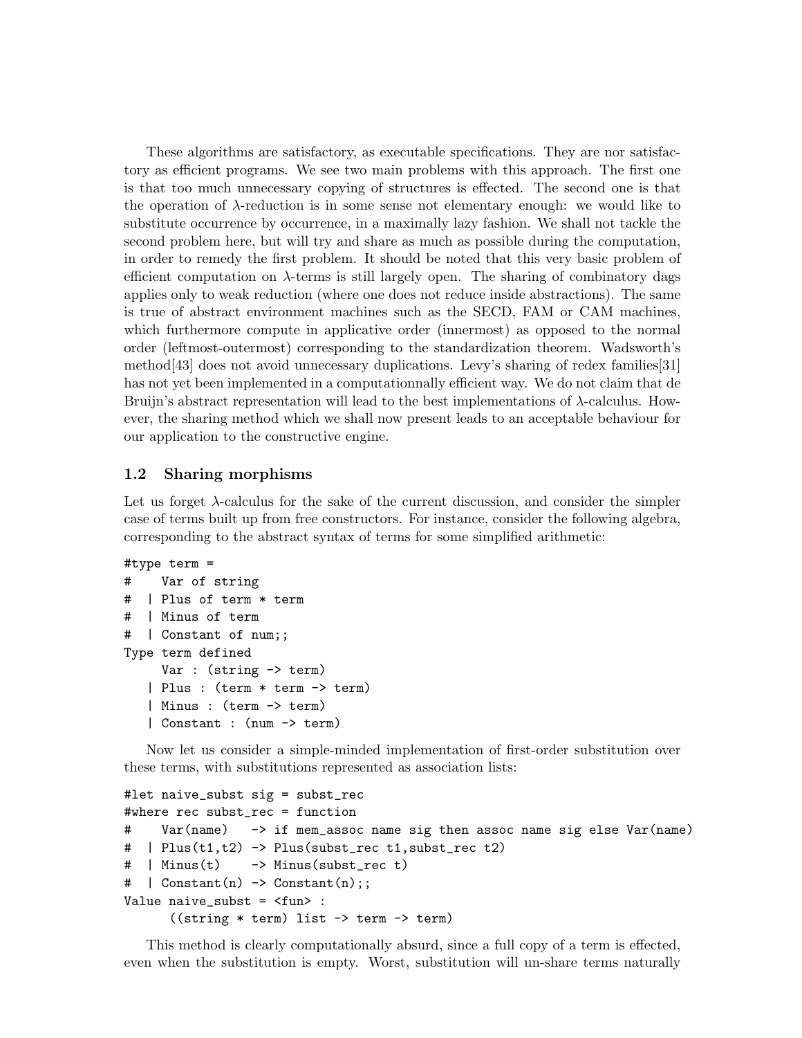These algorithms are satisfactory, as executable specifications. They are nor satisfactory as efficient programs. We see two main problems with this approach. The first one is that too much unnecessary copying of structures is effected. The second one is that the operation of λ-reduction is in some sense not elementary enough: we would like to substitute occurrence by occurrence, in a maximally lazy fashion. We shall not tackle the second problem here, but will try and share as much as possible during the computation, in order to remedy the first problem. It should be noted that this very basic problem of efficient computation on λ-terms is still largely open. The sharing of combinatory dags applies only to weak reduction (where one does not reduce inside abstractions). The same is true of abstract environment machines such as the SECD, FAM or CAM machines, which furthermore compute in applicative order (innermost) as opposed to the normal order (leftmost-outermost) corresponding to the standardization theorem. Wadsworth's method[43] does not avoid unnecessary duplications. Levy's sharing of redex families[31] has not yet been implemented in a computationnally efficient way. We do not claim that de Bruijn's abstract representation will lead to the best implementations of λ-calculus. However, the sharing method which we shall now present leads to an acceptable behaviour for our application to the constructive engine.

## 1.2 Sharing morphisms

Let us forget λ-calculus for the sake of the current discussion, and consider the simpler case of terms built up from free constructors. For instance, consider the following algebra, corresponding to the abstract syntax of terms for some simplified arithmetic:

```
#type term =
#    Var of string
#  | Plus of term * term
#  | Minus of term
#  | Constant of num;;
Type term defined
     Var : (string -> term)
   | Plus : (term * term -> term)
   | Minus : (term -> term)
   | Constant : (num -> term)
```

Now let us consider a simple-minded implementation of first-order substitution over these terms, with substitutions represented as association lists:

```
#let naive_subst sig = subst_rec
#where rec subst_rec = function
#    Var(name)   -> if mem_assoc name sig then assoc name sig else Var(name)
#  | Plus(t1,t2) -> Plus(subst_rec t1,subst_rec t2)
#  | Minus(t)    -> Minus(subst_rec t)
#  | Constant(n) -> Constant(n);;
Value naive_subst = <fun> :
      ((string * term) list -> term -> term)
```

This method is clearly computationally absurd, since a full copy of a term is effected, even when the substitution is empty. Worst, substitution will un-share terms naturally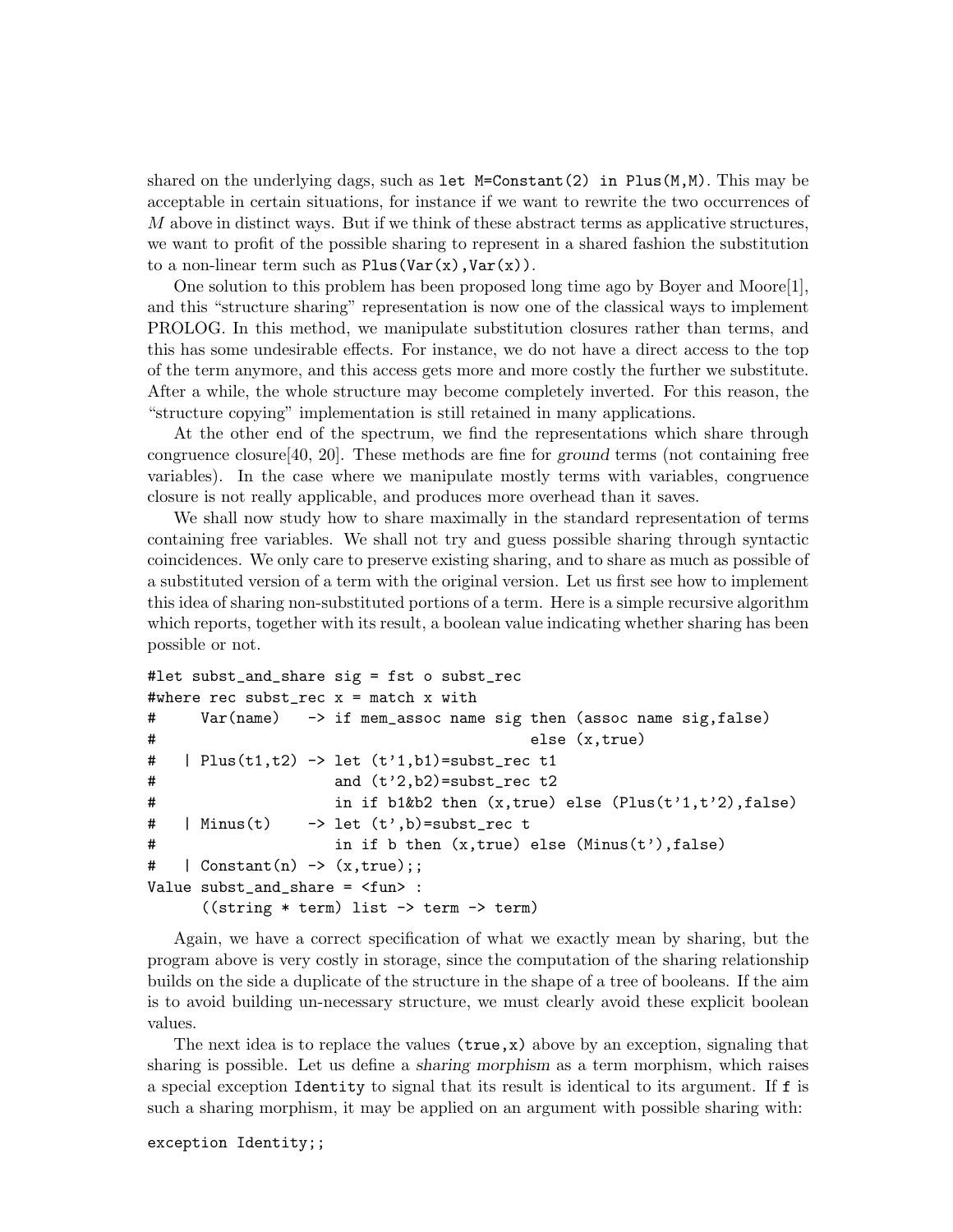shared on the underlying dags, such as `let M=Constant(2) in Plus(M,M)`. This may be acceptable in certain situations, for instance if we want to rewrite the two occurrences of $M$ above in distinct ways. But if we think of these abstract terms as applicative structures, we want to profit of the possible sharing to represent in a shared fashion the substitution to a non-linear term such as `Plus(Var(x),Var(x))`.

One solution to this problem has been proposed long time ago by Boyer and Moore[1], and this "structure sharing" representation is now one of the classical ways to implement PROLOG. In this method, we manipulate substitution closures rather than terms, and this has some undesirable effects. For instance, we do not have a direct access to the top of the term anymore, and this access gets more and more costly the further we substitute. After a while, the whole structure may become completely inverted. For this reason, the "structure copying" implementation is still retained in many applications.

At the other end of the spectrum, we find the representations which share through congruence closure[40, 20]. These methods are fine for *ground* terms (not containing free variables). In the case where we manipulate mostly terms with variables, congruence closure is not really applicable, and produces more overhead than it saves.

We shall now study how to share maximally in the standard representation of terms containing free variables. We shall not try and guess possible sharing through syntactic coincidences. We only care to preserve existing sharing, and to share as much as possible of a substituted version of a term with the original version. Let us first see how to implement this idea of sharing non-substituted portions of a term. Here is a simple recursive algorithm which reports, together with its result, a boolean value indicating whether sharing has been possible or not.

```
#let subst_and_share sig = fst o subst_rec
#where rec subst_rec x = match x with
#     Var(name)   -> if mem_assoc name sig then (assoc name sig,false)
#                                          else (x,true)
#   | Plus(t1,t2) -> let (t'1,b1)=subst_rec t1
#                    and (t'2,b2)=subst_rec t2
#                    in if b1&b2 then (x,true) else (Plus(t'1,t'2),false)
#   | Minus(t)    -> let (t',b)=subst_rec t
#                    in if b then (x,true) else (Minus(t'),false)
#   | Constant(n) -> (x,true);;
Value subst_and_share = <fun> :
      ((string * term) list -> term -> term)
```

Again, we have a correct specification of what we exactly mean by sharing, but the program above is very costly in storage, since the computation of the sharing relationship builds on the side a duplicate of the structure in the shape of a tree of booleans. If the aim is to avoid building un-necessary structure, we must clearly avoid these explicit boolean values.

The next idea is to replace the values `(true,x)` above by an exception, signaling that sharing is possible. Let us define a *sharing morphism* as a term morphism, which raises a special exception `Identity` to signal that its result is identical to its argument. If `f` is such a sharing morphism, it may be applied on an argument with possible sharing with:

```
exception Identity;;
```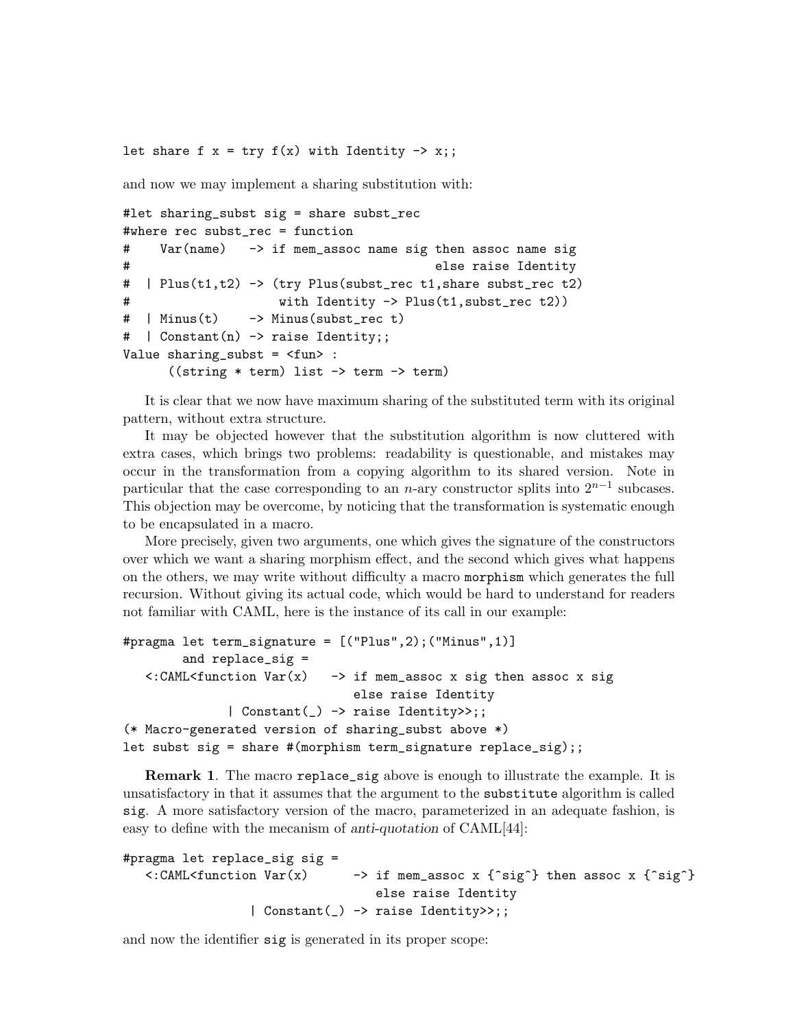```
let share f x = try f(x) with Identity -> x;;
```

and now we may implement a sharing substitution with:

```
#let sharing_subst sig = share subst_rec
#where rec subst_rec = function
#    Var(name)   -> if mem_assoc name sig then assoc name sig
#                                         else raise Identity
#  | Plus(t1,t2) -> (try Plus(subst_rec t1,share subst_rec t2)
#                    with Identity -> Plus(t1,subst_rec t2))
#  | Minus(t)    -> Minus(subst_rec t)
#  | Constant(n) -> raise Identity;;
Value sharing_subst = <fun> :
      ((string * term) list -> term -> term)
```

It is clear that we now have maximum sharing of the substituted term with its original pattern, without extra structure.

It may be objected however that the substitution algorithm is now cluttered with extra cases, which brings two problems: readability is questionable, and mistakes may occur in the transformation from a copying algorithm to its shared version. Note in particular that the case corresponding to an $n$-ary constructor splits into $2^{n-1}$ subcases. This objection may be overcome, by noticing that the transformation is systematic enough to be encapsulated in a macro.

More precisely, given two arguments, one which gives the signature of the constructors over which we want a sharing morphism effect, and the second which gives what happens on the others, we may write without difficulty a macro `morphism` which generates the full recursion. Without giving its actual code, which would be hard to understand for readers not familiar with CAML, here is the instance of its call in our example:

```
#pragma let term_signature = [("Plus",2);("Minus",1)]
        and replace_sig =
   <:CAML<function Var(x)   -> if mem_assoc x sig then assoc x sig
                               else raise Identity
              | Constant(_) -> raise Identity>>;;
(* Macro-generated version of sharing_subst above *)
let subst sig = share #(morphism term_signature replace_sig);;
```

**Remark 1**. The macro `replace_sig` above is enough to illustrate the example. It is unsatisfactory in that it assumes that the argument to the `substitute` algorithm is called `sig`. A more satisfactory version of the macro, parameterized in an adequate fashion, is easy to define with the mecanism of *anti-quotation* of CAML[44]:

```
#pragma let replace_sig sig =
   <:CAML<function Var(x)      -> if mem_assoc x {^sig^} then assoc x {^sig^}
                                  else raise Identity
                 | Constant(_) -> raise Identity>>;;
```

and now the identifier `sig` is generated in its proper scope: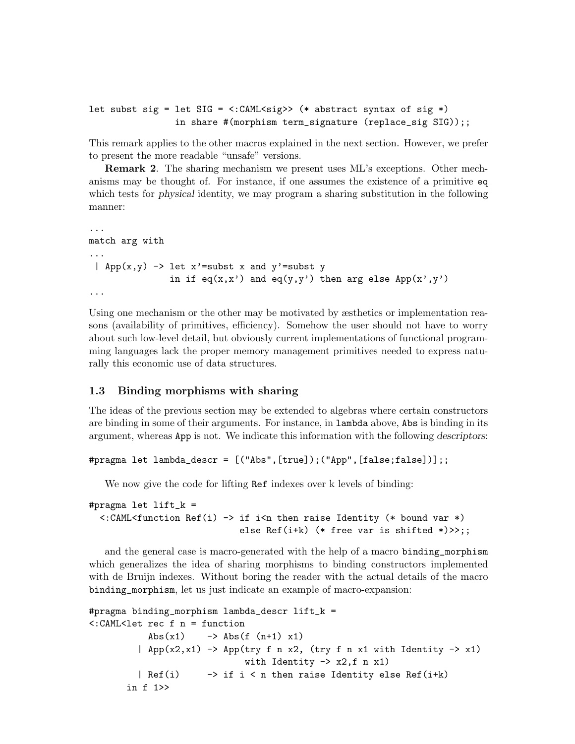```
let subst sig = let SIG = <:CAML<sig>> (* abstract syntax of sig *)
                in share #(morphism term_signature (replace_sig SIG));;
```

This remark applies to the other macros explained in the next section. However, we prefer to present the more readable "unsafe" versions.

**Remark 2**. The sharing mechanism we present uses ML's exceptions. Other mechanisms may be thought of. For instance, if one assumes the existence of a primitive `eq` which tests for *physical* identity, we may program a sharing substitution in the following manner:

```
...
match arg with
...
 | App(x,y) -> let x'=subst x and y'=subst y
               in if eq(x,x') and eq(y,y') then arg else App(x',y')
...
```

Using one mechanism or the other may be motivated by æsthetics or implementation reasons (availability of primitives, efficiency). Somehow the user should not have to worry about such low-level detail, but obviously current implementations of functional programming languages lack the proper memory management primitives needed to express naturally this economic use of data structures.

### 1.3 Binding morphisms with sharing

The ideas of the previous section may be extended to algebras where certain constructors are binding in some of their arguments. For instance, in `lambda` above, `Abs` is binding in its argument, whereas `App` is not. We indicate this information with the following *descriptors*:

```
#pragma let lambda_descr = [("Abs",[true]);("App",[false;false])];;
```

We now give the code for lifting `Ref` indexes over k levels of binding:

```
#pragma let lift_k =
  <:CAML<function Ref(i) -> if i<n then raise Identity (* bound var *)
                            else Ref(i+k) (* free var is shifted *)>>;;
```

and the general case is macro-generated with the help of a macro `binding_morphism` which generalizes the idea of sharing morphisms to binding constructors implemented with de Bruijn indexes. Without boring the reader with the actual details of the macro `binding_morphism`, let us just indicate an example of macro-expansion:

```
#pragma binding_morphism lambda_descr lift_k =
<:CAML<let rec f n = function
          Abs(x1)    -> Abs(f (n+1) x1)
        | App(x2,x1) -> App(try f n x2, (try f n x1 with Identity -> x1)
                             with Identity -> x2,f n x1)
        | Ref(i)     -> if i < n then raise Identity else Ref(i+k)
      in f 1>>
```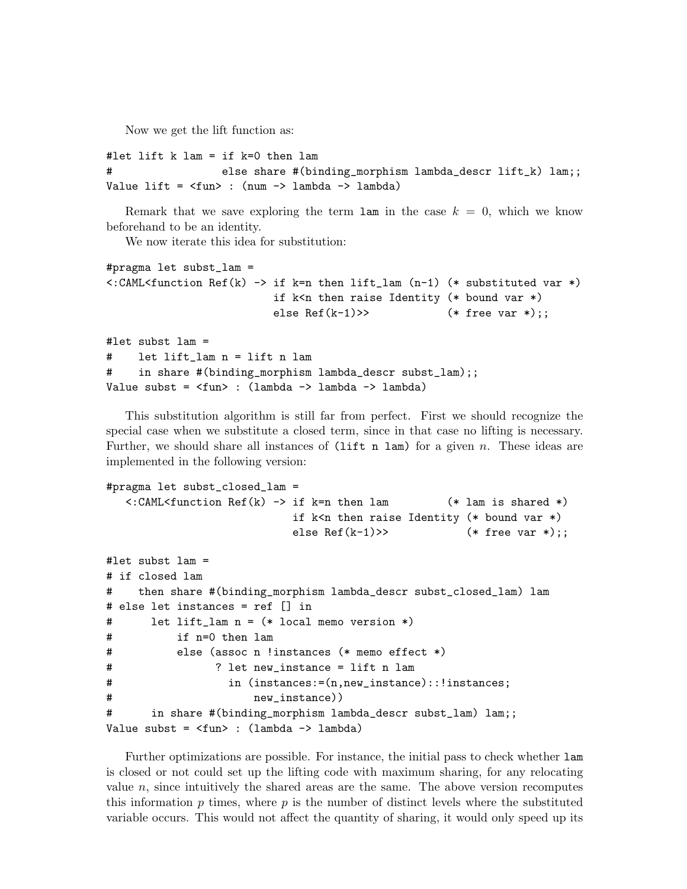Now we get the lift function as:

```
#let lift k lam = if k=0 then lam
#                 else share #(binding_morphism lambda_descr lift_k) lam;;
Value lift = <fun> : (num -> lambda -> lambda)
```

Remark that we save exploring the term `lam` in the case $k = 0$, which we know beforehand to be an identity.

We now iterate this idea for substitution:

```
#pragma let subst_lam =
<:CAML<function Ref(k) -> if k=n then lift_lam (n-1) (* substituted var *)
                          if k<n then raise Identity (* bound var *)
                          else Ref(k-1)>>            (* free var *);;

#let subst lam =
#    let lift_lam n = lift n lam
#    in share #(binding_morphism lambda_descr subst_lam);;
Value subst = <fun> : (lambda -> lambda -> lambda)
```

This substitution algorithm is still far from perfect. First we should recognize the special case when we substitute a closed term, since in that case no lifting is necessary. Further, we should share all instances of `(lift n lam)` for a given $n$. These ideas are implemented in the following version:

```
#pragma let subst_closed_lam =
   <:CAML<function Ref(k) -> if k=n then lam         (* lam is shared *)
                             if k<n then raise Identity (* bound var *)
                             else Ref(k-1)>>            (* free var *);;

#let subst lam =
# if closed lam
#    then share #(binding_morphism lambda_descr subst_closed_lam) lam
# else let instances = ref [] in
#      let lift_lam n = (* local memo version *)
#          if n=0 then lam
#          else (assoc n !instances (* memo effect *)
#                ? let new_instance = lift n lam
#                  in (instances:=(n,new_instance)::!instances;
#                      new_instance))
#      in share #(binding_morphism lambda_descr subst_lam) lam;;
Value subst = <fun> : (lambda -> lambda)
```

Further optimizations are possible. For instance, the initial pass to check whether `lam` is closed or not could set up the lifting code with maximum sharing, for any relocating value $n$, since intuitively the shared areas are the same. The above version recomputes this information $p$ times, where $p$ is the number of distinct levels where the substituted variable occurs. This would not affect the quantity of sharing, it would only speed up its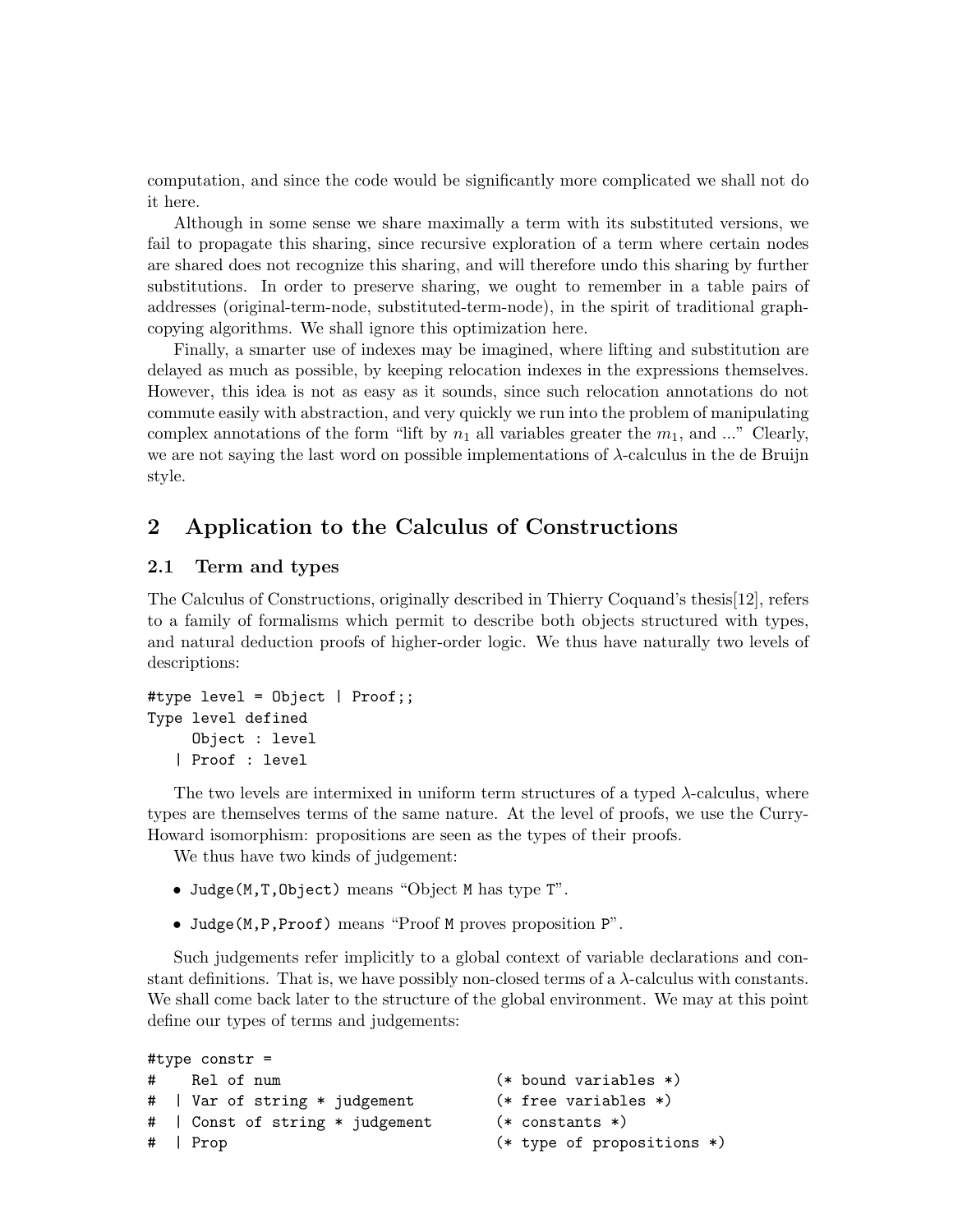computation, and since the code would be significantly more complicated we shall not do it here.

Although in some sense we share maximally a term with its substituted versions, we fail to propagate this sharing, since recursive exploration of a term where certain nodes are shared does not recognize this sharing, and will therefore undo this sharing by further substitutions. In order to preserve sharing, we ought to remember in a table pairs of addresses (original-term-node, substituted-term-node), in the spirit of traditional graph-copying algorithms. We shall ignore this optimization here.

Finally, a smarter use of indexes may be imagined, where lifting and substitution are delayed as much as possible, by keeping relocation indexes in the expressions themselves. However, this idea is not as easy as it sounds, since such relocation annotations do not commute easily with abstraction, and very quickly we run into the problem of manipulating complex annotations of the form "lift by $n_1$ all variables greater the $m_1$, and ..." Clearly, we are not saying the last word on possible implementations of $\lambda$-calculus in the de Bruijn style.

## 2 Application to the Calculus of Constructions

### 2.1 Term and types

The Calculus of Constructions, originally described in Thierry Coquand's thesis[12], refers to a family of formalisms which permit to describe both objects structured with types, and natural deduction proofs of higher-order logic. We thus have naturally two levels of descriptions:

```
#type level = Object | Proof;;
Type level defined
     Object : level
   | Proof : level
```

The two levels are intermixed in uniform term structures of a typed $\lambda$-calculus, where types are themselves terms of the same nature. At the level of proofs, we use the Curry-Howard isomorphism: propositions are seen as the types of their proofs.

We thus have two kinds of judgement:

- `Judge(M,T,Object)` means "Object `M` has type `T`".
- `Judge(M,P,Proof)` means "Proof `M` proves proposition `P`".

Such judgements refer implicitly to a global context of variable declarations and constant definitions. That is, we have possibly non-closed terms of a $\lambda$-calculus with constants. We shall come back later to the structure of the global environment. We may at this point define our types of terms and judgements:

```
#type constr =
#    Rel of num                          (* bound variables *)
#  | Var of string * judgement           (* free variables *)
#  | Const of string * judgement         (* constants *)
#  | Prop                                (* type of propositions *)
```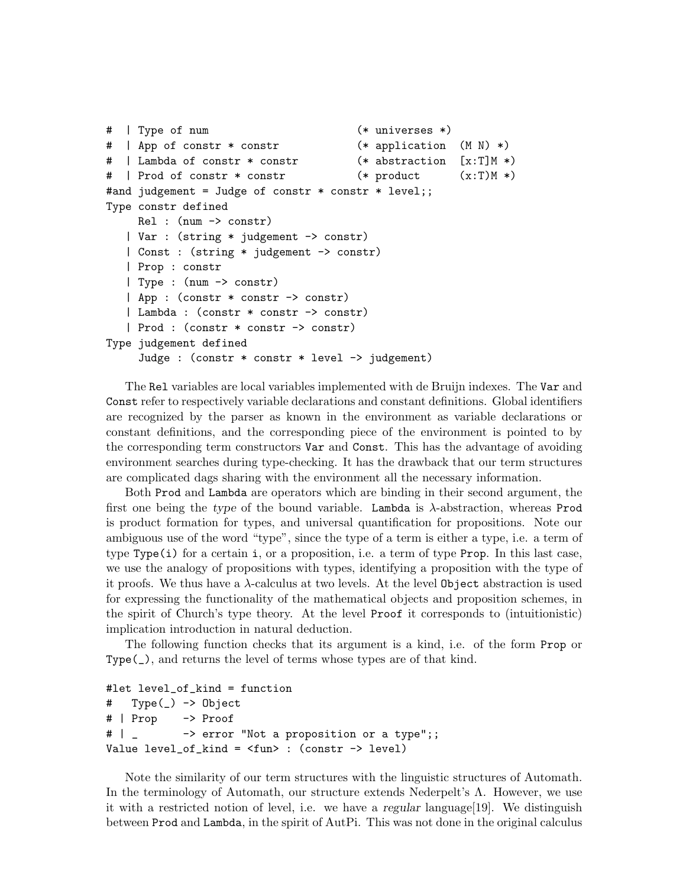```
#  | Type of num                        (* universes *)
#  | App of constr * constr             (* application  (M N) *)
#  | Lambda of constr * constr          (* abstraction  [x:T]M *)
#  | Prod of constr * constr            (* product      (x:T)M *)
#and judgement = Judge of constr * constr * level;;
Type constr defined
     Rel : (num -> constr)
   | Var : (string * judgement -> constr)
   | Const : (string * judgement -> constr)
   | Prop : constr
   | Type : (num -> constr)
   | App : (constr * constr -> constr)
   | Lambda : (constr * constr -> constr)
   | Prod : (constr * constr -> constr)
Type judgement defined
     Judge : (constr * constr * level -> judgement)
```

The `Rel` variables are local variables implemented with de Bruijn indexes. The `Var` and `Const` refer to respectively variable declarations and constant definitions. Global identifiers are recognized by the parser as known in the environment as variable declarations or constant definitions, and the corresponding piece of the environment is pointed to by the corresponding term constructors `Var` and `Const`. This has the advantage of avoiding environment searches during type-checking. It has the drawback that our term structures are complicated dags sharing with the environment all the necessary information.

Both `Prod` and `Lambda` are operators which are binding in their second argument, the first one being the *type* of the bound variable. `Lambda` is $\lambda$-abstraction, whereas `Prod` is product formation for types, and universal quantification for propositions. Note our ambiguous use of the word "type", since the type of a term is either a type, i.e. a term of type `Type(i)` for a certain `i`, or a proposition, i.e. a term of type `Prop`. In this last case, we use the analogy of propositions with types, identifying a proposition with the type of it proofs. We thus have a $\lambda$-calculus at two levels. At the level `Object` abstraction is used for expressing the functionality of the mathematical objects and proposition schemes, in the spirit of Church's type theory. At the level `Proof` it corresponds to (intuitionistic) implication introduction in natural deduction.

The following function checks that its argument is a kind, i.e. of the form `Prop` or `Type(_)`, and returns the level of terms whose types are of that kind.

```
#let level_of_kind = function
#   Type(_) -> Object
# | Prop    -> Proof
# | _       -> error "Not a proposition or a type";;
Value level_of_kind = <fun> : (constr -> level)
```

Note the similarity of our term structures with the linguistic structures of Automath. In the terminology of Automath, our structure extends Nederpelt's $\Lambda$. However, we use it with a restricted notion of level, i.e. we have a *regular* language[19]. We distinguish between `Prod` and `Lambda`, in the spirit of AutPi. This was not done in the original calculus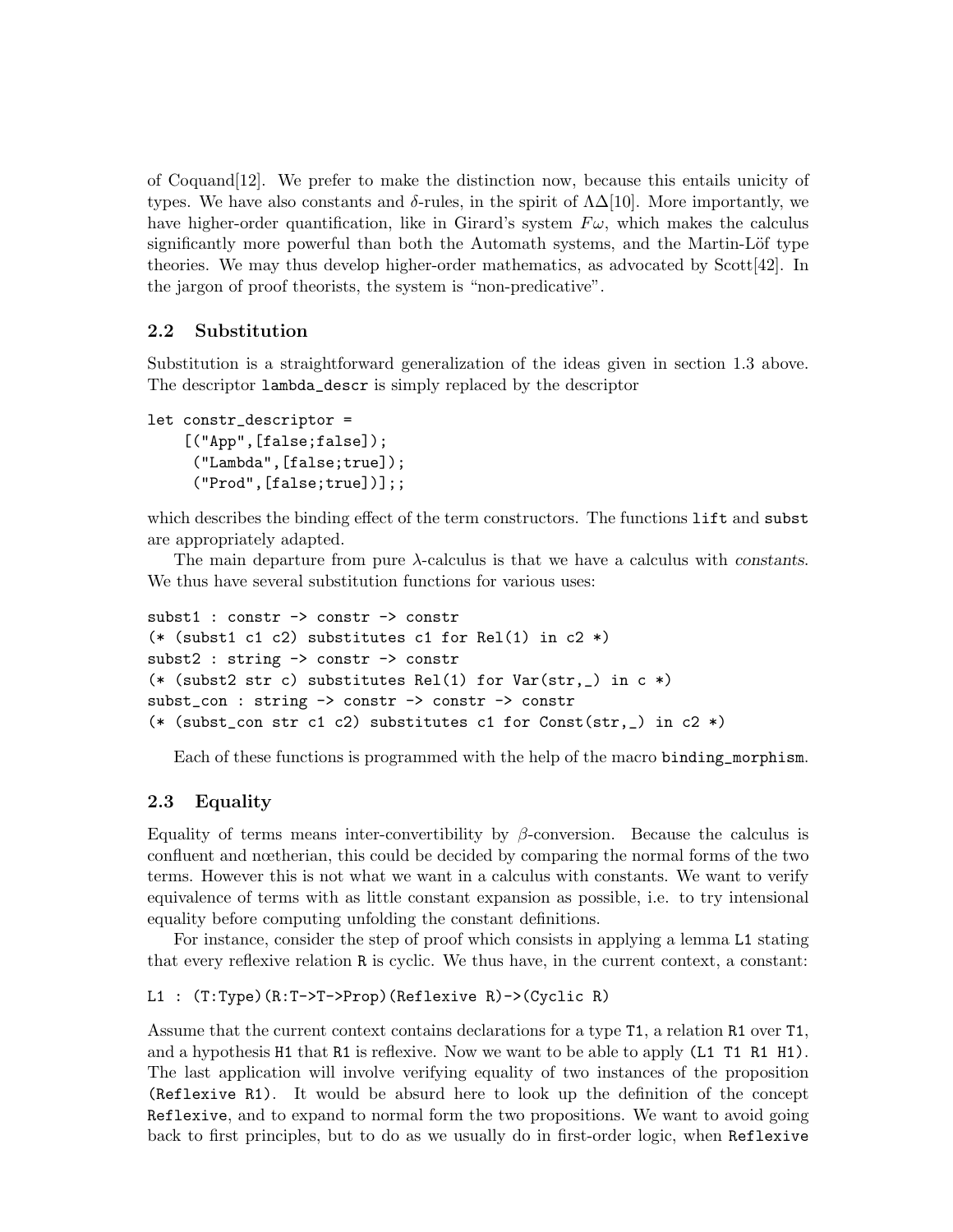of Coquand[12]. We prefer to make the distinction now, because this entails unicity of types. We have also constants and $\delta$-rules, in the spirit of $\Lambda\Delta$[10]. More importantly, we have higher-order quantification, like in Girard's system $F\omega$, which makes the calculus significantly more powerful than both the Automath systems, and the Martin-Löf type theories. We may thus develop higher-order mathematics, as advocated by Scott[42]. In the jargon of proof theorists, the system is "non-predicative".

## 2.2 Substitution

Substitution is a straightforward generalization of the ideas given in section 1.3 above. The descriptor `lambda_descr` is simply replaced by the descriptor

```
let constr_descriptor =
    [("App",[false;false]);
     ("Lambda",[false;true]);
     ("Prod",[false;true])];;
```

which describes the binding effect of the term constructors. The functions `lift` and `subst` are appropriately adapted.

The main departure from pure $\lambda$-calculus is that we have a calculus with *constants*. We thus have several substitution functions for various uses:

```
subst1 : constr -> constr -> constr
(* (subst1 c1 c2) substitutes c1 for Rel(1) in c2 *)
subst2 : string -> constr -> constr
(* (subst2 str c) substitutes Rel(1) for Var(str,_) in c *)
subst_con : string -> constr -> constr -> constr
(* (subst_con str c1 c2) substitutes c1 for Const(str,_) in c2 *)
```

Each of these functions is programmed with the help of the macro `binding_morphism`.

## 2.3 Equality

Equality of terms means inter-convertibility by $\beta$-conversion. Because the calculus is confluent and nœtherian, this could be decided by comparing the normal forms of the two terms. However this is not what we want in a calculus with constants. We want to verify equivalence of terms with as little constant expansion as possible, i.e. to try intensional equality before computing unfolding the constant definitions.

For instance, consider the step of proof which consists in applying a lemma `L1` stating that every reflexive relation `R` is cyclic. We thus have, in the current context, a constant:

```
L1 : (T:Type)(R:T->T->Prop)(Reflexive R)->(Cyclic R)
```

Assume that the current context contains declarations for a type `T1`, a relation `R1` over `T1`, and a hypothesis `H1` that `R1` is reflexive. Now we want to be able to apply `(L1 T1 R1 H1)`. The last application will involve verifying equality of two instances of the proposition `(Reflexive R1)`. It would be absurd here to look up the definition of the concept `Reflexive`, and to expand to normal form the two propositions. We want to avoid going back to first principles, but to do as we usually do in first-order logic, when `Reflexive`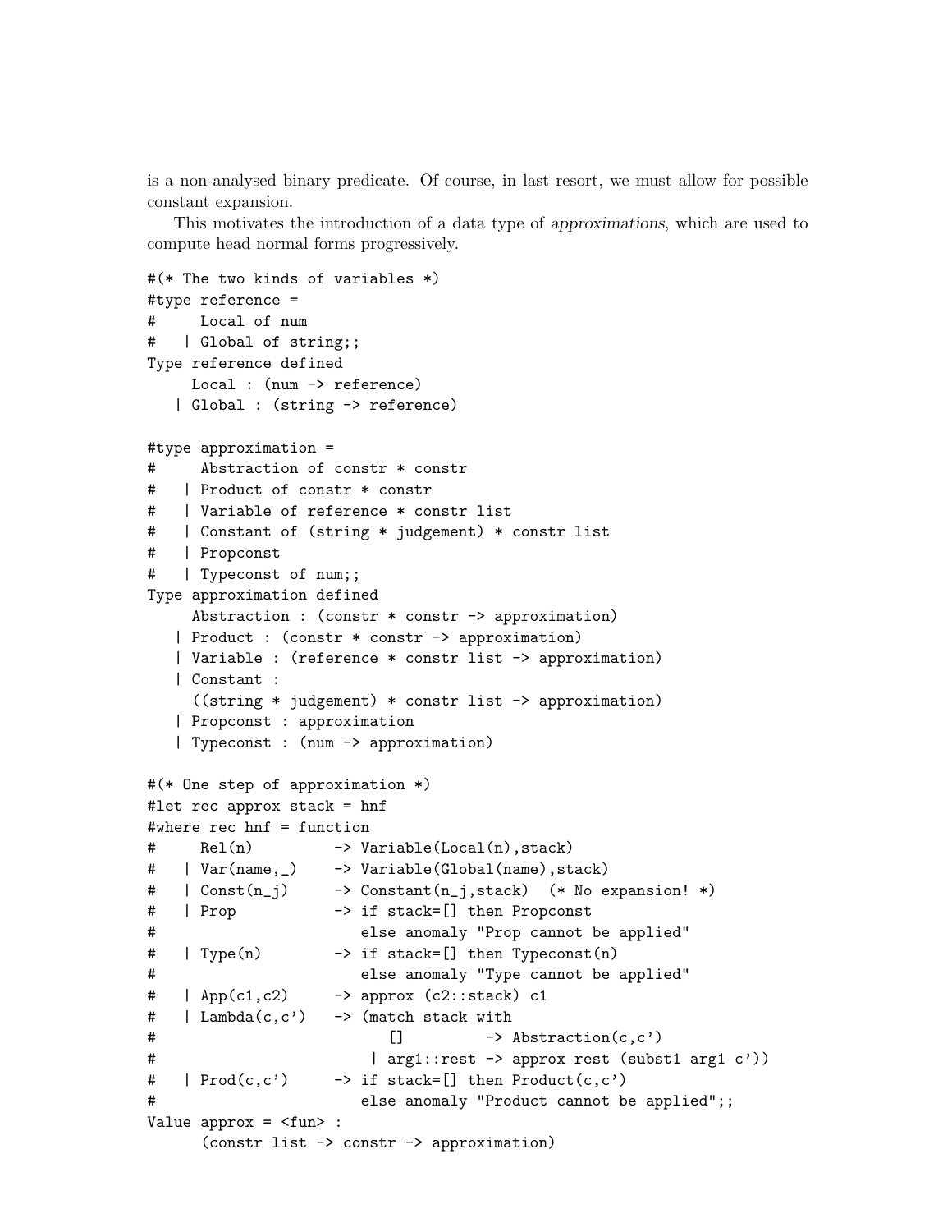is a non-analysed binary predicate. Of course, in last resort, we must allow for possible constant expansion.

This motivates the introduction of a data type of *approximations*, which are used to compute head normal forms progressively.

```
#(* The two kinds of variables *)
#type reference =
#     Local of num
#   | Global of string;;
Type reference defined
     Local : (num -> reference)
   | Global : (string -> reference)

#type approximation =
#     Abstraction of constr * constr
#   | Product of constr * constr
#   | Variable of reference * constr list
#   | Constant of (string * judgement) * constr list
#   | Propconst
#   | Typeconst of num;;
Type approximation defined
     Abstraction : (constr * constr -> approximation)
   | Product : (constr * constr -> approximation)
   | Variable : (reference * constr list -> approximation)
   | Constant :
     ((string * judgement) * constr list -> approximation)
   | Propconst : approximation
   | Typeconst : (num -> approximation)

#(* One step of approximation *)
#let rec approx stack = hnf
#where rec hnf = function
#     Rel(n)         -> Variable(Local(n),stack)
#   | Var(name,_)    -> Variable(Global(name),stack)
#   | Const(n_j)     -> Constant(n_j,stack)  (* No expansion! *)
#   | Prop           -> if stack=[] then Propconst
#                       else anomaly "Prop cannot be applied"
#   | Type(n)        -> if stack=[] then Typeconst(n)
#                       else anomaly "Type cannot be applied"
#   | App(c1,c2)     -> approx (c2::stack) c1
#   | Lambda(c,c')   -> (match stack with
#                          []         -> Abstraction(c,c')
#                        | arg1::rest -> approx rest (subst1 arg1 c'))
#   | Prod(c,c')     -> if stack=[] then Product(c,c')
#                       else anomaly "Product cannot be applied";;
Value approx = <fun> :
      (constr list -> constr -> approximation)
```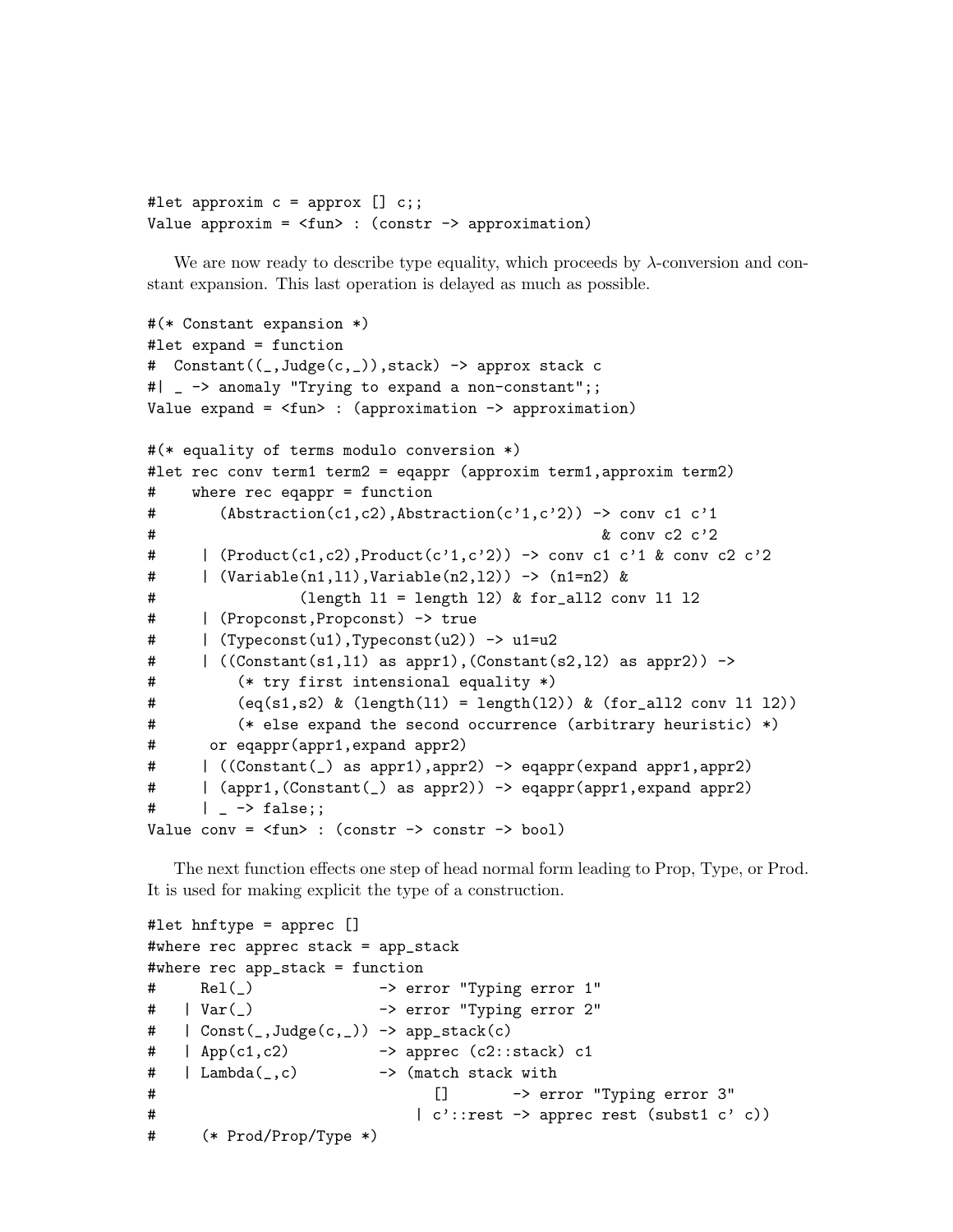```
#let approxim c = approx [] c;;
Value approxim = <fun> : (constr -> approximation)
```

We are now ready to describe type equality, which proceeds by $\lambda$-conversion and constant expansion. This last operation is delayed as much as possible.

```
#(* Constant expansion *)
#let expand = function
#  Constant((_,Judge(c,_)),stack) -> approx stack c
#| _ -> anomaly "Trying to expand a non-constant";;
Value expand = <fun> : (approximation -> approximation)

#(* equality of terms modulo conversion *)
#let rec conv term1 term2 = eqappr (approxim term1,approxim term2)
#    where rec eqappr = function
#       (Abstraction(c1,c2),Abstraction(c'1,c'2)) -> conv c1 c'1
#                                                  & conv c2 c'2
#     | (Product(c1,c2),Product(c'1,c'2)) -> conv c1 c'1 & conv c2 c'2
#     | (Variable(n1,l1),Variable(n2,l2)) -> (n1=n2) &
#               (length l1 = length l2) & for_all2 conv l1 l2
#     | (Propconst,Propconst) -> true
#     | (Typeconst(u1),Typeconst(u2)) -> u1=u2
#     | ((Constant(s1,l1) as appr1),(Constant(s2,l2) as appr2)) ->
#        (* try first intensional equality *)
#        (eq(s1,s2) & (length(l1) = length(l2)) & (for_all2 conv l1 l2))
#        (* else expand the second occurrence (arbitrary heuristic) *)
#      or eqappr(appr1,expand appr2)
#     | ((Constant(_) as appr1),appr2) -> eqappr(expand appr1,appr2)
#     | (appr1,(Constant(_) as appr2)) -> eqappr(appr1,expand appr2)
#     | _ -> false;;
Value conv = <fun> : (constr -> constr -> bool)
```

The next function effects one step of head normal form leading to Prop, Type, or Prod. It is used for making explicit the type of a construction.

```
#let hnftype = apprec []
#where rec apprec stack = app_stack
#where rec app_stack = function
#     Rel(_)             -> error "Typing error 1"
#   | Var(_)             -> error "Typing error 2"
#   | Const(_,Judge(c,_)) -> app_stack(c)
#   | App(c1,c2)         -> apprec (c2::stack) c1
#   | Lambda(_,c)        -> (match stack with
#                              []       -> error "Typing error 3"
#                            | c'::rest -> apprec rest (subst1 c' c))
#     (* Prod/Prop/Type *)
```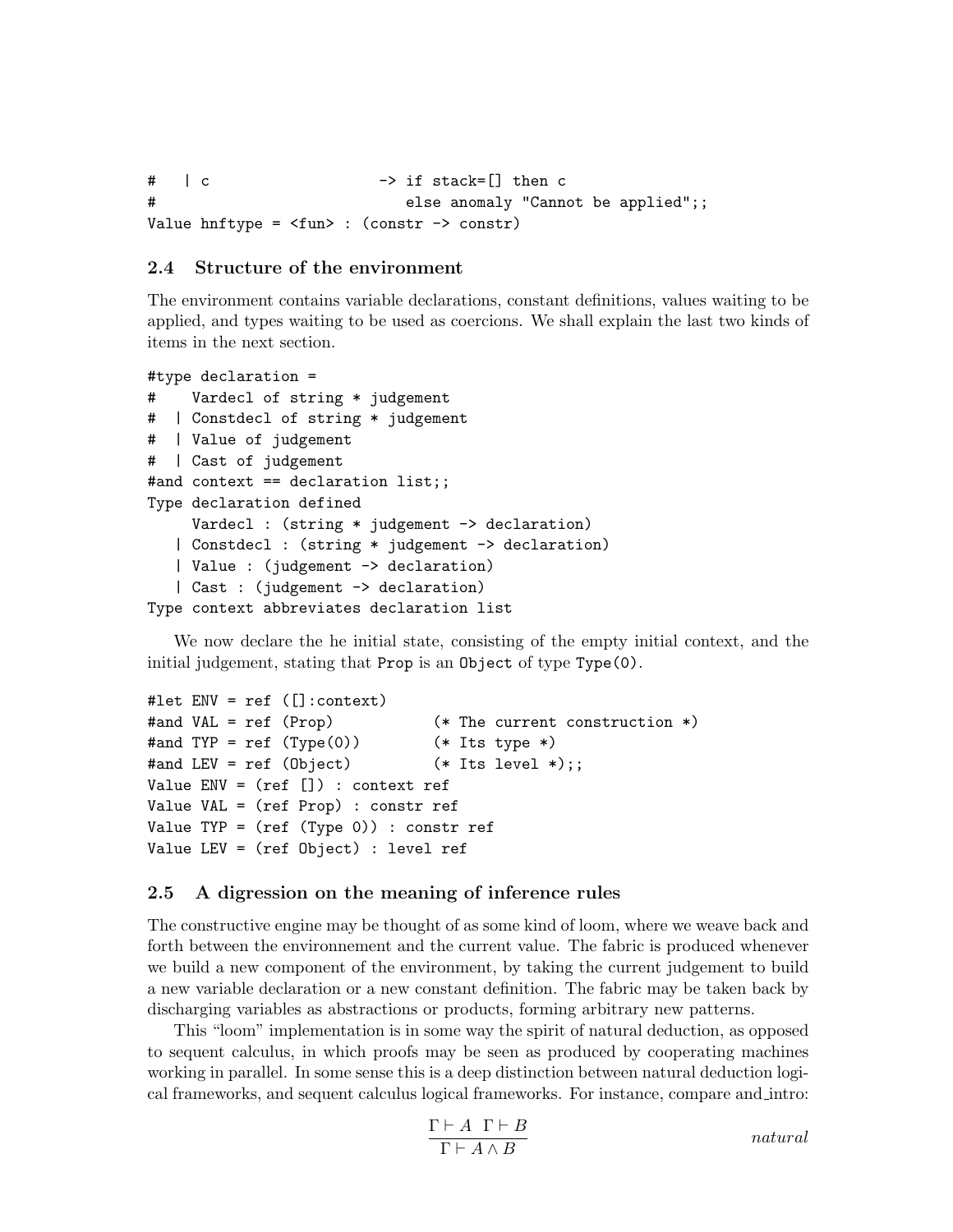```
#   | c                   -> if stack=[] then c
#                            else anomaly "Cannot be applied";;
Value hnftype = <fun> : (constr -> constr)
```

### 2.4 Structure of the environment

The environment contains variable declarations, constant definitions, values waiting to be applied, and types waiting to be used as coercions. We shall explain the last two kinds of items in the next section.

```
#type declaration =
#    Vardecl of string * judgement
#  | Constdecl of string * judgement
#  | Value of judgement
#  | Cast of judgement
#and context == declaration list;;
Type declaration defined
     Vardecl : (string * judgement -> declaration)
   | Constdecl : (string * judgement -> declaration)
   | Value : (judgement -> declaration)
   | Cast : (judgement -> declaration)
Type context abbreviates declaration list
```

We now declare the he initial state, consisting of the empty initial context, and the initial judgement, stating that `Prop` is an `Object` of type `Type(0)`.

```
#let ENV = ref ([]:context)
#and VAL = ref (Prop)           (* The current construction *)
#and TYP = ref (Type(0))        (* Its type *)
#and LEV = ref (Object)         (* Its level *);;
Value ENV = (ref []) : context ref
Value VAL = (ref Prop) : constr ref
Value TYP = (ref (Type 0)) : constr ref
Value LEV = (ref Object) : level ref
```

### 2.5 A digression on the meaning of inference rules

The constructive engine may be thought of as some kind of loom, where we weave back and forth between the environnement and the current value. The fabric is produced whenever we build a new component of the environment, by taking the current judgement to build a new variable declaration or a new constant definition. The fabric may be taken back by discharging variables as abstractions or products, forming arbitrary new patterns.

This "loom" implementation is in some way the spirit of natural deduction, as opposed to sequent calculus, in which proofs may be seen as produced by cooperating machines working in parallel. In some sense this is a deep distinction between natural deduction logical frameworks, and sequent calculus logical frameworks. For instance, compare and_intro:

$$\frac{\Gamma \vdash A \quad \Gamma \vdash B}{\Gamma \vdash A \wedge B} \qquad \textit{natural}$$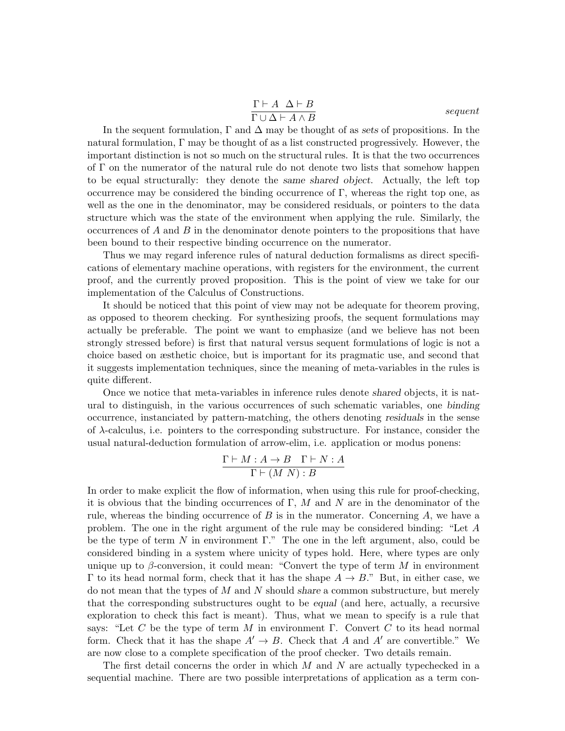$$\frac{\Gamma \vdash A \quad \Delta \vdash B}{\Gamma \cup \Delta \vdash A \wedge B} \qquad \textit{sequent}$$

In the sequent formulation, $\Gamma$ and $\Delta$ may be thought of as *sets* of propositions. In the natural formulation, $\Gamma$ may be thought of as a list constructed progressively. However, the important distinction is not so much on the structural rules. It is that the two occurrences of $\Gamma$ on the numerator of the natural rule do not denote two lists that somehow happen to be equal structurally: they denote the *same shared object*. Actually, the left top occurrence may be considered the binding occurrence of $\Gamma$, whereas the right top one, as well as the one in the denominator, may be considered residuals, or pointers to the data structure which was the state of the environment when applying the rule. Similarly, the occurrences of $A$ and $B$ in the denominator denote pointers to the propositions that have been bound to their respective binding occurrence on the numerator.

Thus we may regard inference rules of natural deduction formalisms as direct specifications of elementary machine operations, with registers for the environment, the current proof, and the currently proved proposition. This is the point of view we take for our implementation of the Calculus of Constructions.

It should be noticed that this point of view may not be adequate for theorem proving, as opposed to theorem checking. For synthesizing proofs, the sequent formulations may actually be preferable. The point we want to emphasize (and we believe has not been strongly stressed before) is first that natural versus sequent formulations of logic is not a choice based on æsthetic choice, but is important for its pragmatic use, and second that it suggests implementation techniques, since the meaning of meta-variables in the rules is quite different.

Once we notice that meta-variables in inference rules denote *shared* objects, it is natural to distinguish, in the various occurrences of such schematic variables, one *binding* occurrence, instanciated by pattern-matching, the others denoting *residuals* in the sense of $\lambda$-calculus, i.e. pointers to the corresponding substructure. For instance, consider the usual natural-deduction formulation of arrow-elim, i.e. application or modus ponens:

$$\frac{\Gamma \vdash M : A \rightarrow B \quad \Gamma \vdash N : A}{\Gamma \vdash (M\ N) : B}$$

In order to make explicit the flow of information, when using this rule for proof-checking, it is obvious that the binding occurrences of $\Gamma$, $M$ and $N$ are in the denominator of the rule, whereas the binding occurrence of $B$ is in the numerator. Concerning $A$, we have a problem. The one in the right argument of the rule may be considered binding: "Let $A$ be the type of term $N$ in environment $\Gamma$." The one in the left argument, also, could be considered binding in a system where unicity of types hold. Here, where types are only unique up to $\beta$-conversion, it could mean: "Convert the type of term $M$ in environment $\Gamma$ to its head normal form, check that it has the shape $A \rightarrow B$." But, in either case, we do not mean that the types of $M$ and $N$ should *share* a common substructure, but merely that the corresponding substructures ought to be *equal* (and here, actually, a recursive exploration to check this fact is meant). Thus, what we mean to specify is a rule that says: "Let $C$ be the type of term $M$ in environment $\Gamma$. Convert $C$ to its head normal form. Check that it has the shape $A' \rightarrow B$. Check that $A$ and $A'$ are convertible." We are now close to a complete specification of the proof checker. Two details remain.

The first detail concerns the order in which $M$ and $N$ are actually typechecked in a sequential machine. There are two possible interpretations of application as a term con-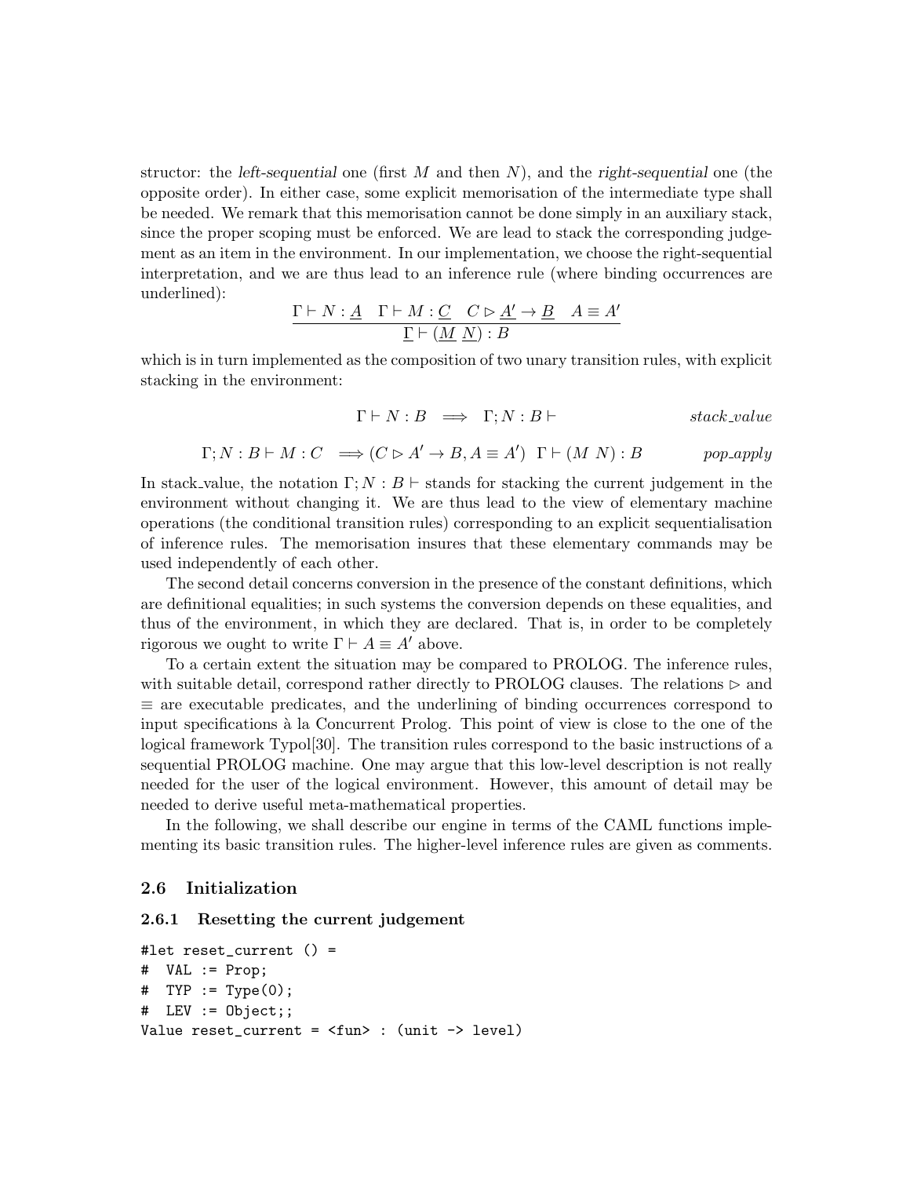structor: the *left-sequential* one (first $M$ and then $N$), and the *right-sequential* one (the opposite order). In either case, some explicit memorisation of the intermediate type shall be needed. We remark that this memorisation cannot be done simply in an auxiliary stack, since the proper scoping must be enforced. We are lead to stack the corresponding judgement as an item in the environment. In our implementation, we choose the right-sequential interpretation, and we are thus lead to an inference rule (where binding occurrences are underlined):

$$\frac{\Gamma \vdash N : \underline{A} \quad \Gamma \vdash M : \underline{C} \quad C \rhd \underline{A'} \to \underline{B} \quad A \equiv A'}{\underline{\Gamma} \vdash (\underline{M}\ \underline{N}) : B}$$

which is in turn implemented as the composition of two unary transition rules, with explicit stacking in the environment:

$$\Gamma \vdash N : B \implies \Gamma; N : B \vdash \qquad\qquad \textit{stack\_value}$$

$$\Gamma; N : B \vdash M : C \implies (C \rhd A' \to B, A \equiv A')\ \ \Gamma \vdash (M\ N) : B \qquad\qquad \textit{pop\_apply}$$

In stack_value, the notation $\Gamma; N : B \vdash$ stands for stacking the current judgement in the environment without changing it. We are thus lead to the view of elementary machine operations (the conditional transition rules) corresponding to an explicit sequentialisation of inference rules. The memorisation insures that these elementary commands may be used independently of each other.

The second detail concerns conversion in the presence of the constant definitions, which are definitional equalities; in such systems the conversion depends on these equalities, and thus of the environment, in which they are declared. That is, in order to be completely rigorous we ought to write $\Gamma \vdash A \equiv A'$ above.

To a certain extent the situation may be compared to PROLOG. The inference rules, with suitable detail, correspond rather directly to PROLOG clauses. The relations $\rhd$ and $\equiv$ are executable predicates, and the underlining of binding occurrences correspond to input specifications à la Concurrent Prolog. This point of view is close to the one of the logical framework Typol[30]. The transition rules correspond to the basic instructions of a sequential PROLOG machine. One may argue that this low-level description is not really needed for the user of the logical environment. However, this amount of detail may be needed to derive useful meta-mathematical properties.

In the following, we shall describe our engine in terms of the CAML functions implementing its basic transition rules. The higher-level inference rules are given as comments.

## 2.6 Initialization

### 2.6.1 Resetting the current judgement

```
#let reset_current () =
#  VAL := Prop;
#  TYP := Type(0);
#  LEV := Object;;
Value reset_current = <fun> : (unit -> level)
```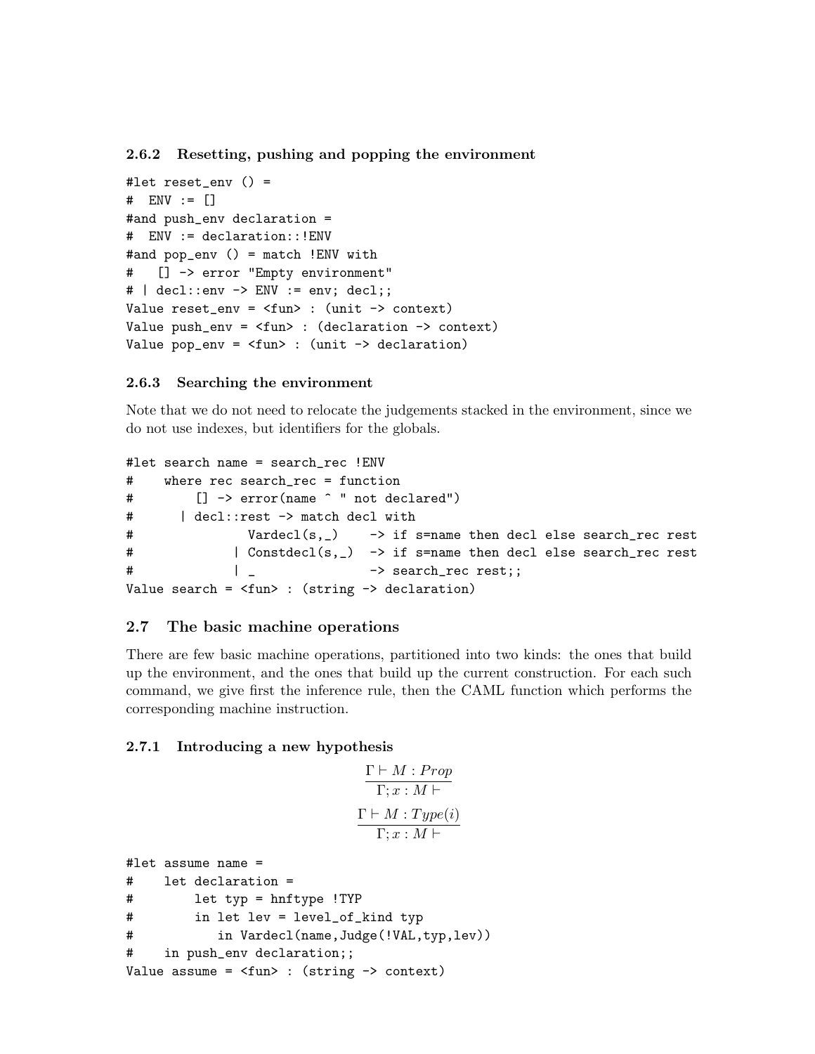### 2.6.2 Resetting, pushing and popping the environment

```
#let reset_env () =
#  ENV := []
#and push_env declaration =
#  ENV := declaration::!ENV
#and pop_env () = match !ENV with
#   [] -> error "Empty environment"
# | decl::env -> ENV := env; decl;;
Value reset_env = <fun> : (unit -> context)
Value push_env = <fun> : (declaration -> context)
Value pop_env = <fun> : (unit -> declaration)
```

### 2.6.3 Searching the environment

Note that we do not need to relocate the judgements stacked in the environment, since we do not use indexes, but identifiers for the globals.

```
#let search name = search_rec !ENV
#    where rec search_rec = function
#        [] -> error(name ^ " not declared")
#      | decl::rest -> match decl with
#              Vardecl(s,_)    -> if s=name then decl else search_rec rest
#            | Constdecl(s,_)  -> if s=name then decl else search_rec rest
#            | _               -> search_rec rest;;
Value search = <fun> : (string -> declaration)
```

## 2.7 The basic machine operations

There are few basic machine operations, partitioned into two kinds: the ones that build up the environment, and the ones that build up the current construction. For each such command, we give first the inference rule, then the CAML function which performs the corresponding machine instruction.

### 2.7.1 Introducing a new hypothesis

$$\frac{\Gamma \vdash M : Prop}{\Gamma; x : M \vdash}$$

$$\frac{\Gamma \vdash M : Type(i)}{\Gamma; x : M \vdash}$$

```
#let assume name =
#    let declaration =
#        let typ = hnftype !TYP
#        in let lev = level_of_kind typ
#           in Vardecl(name,Judge(!VAL,typ,lev))
#    in push_env declaration;;
Value assume = <fun> : (string -> context)
```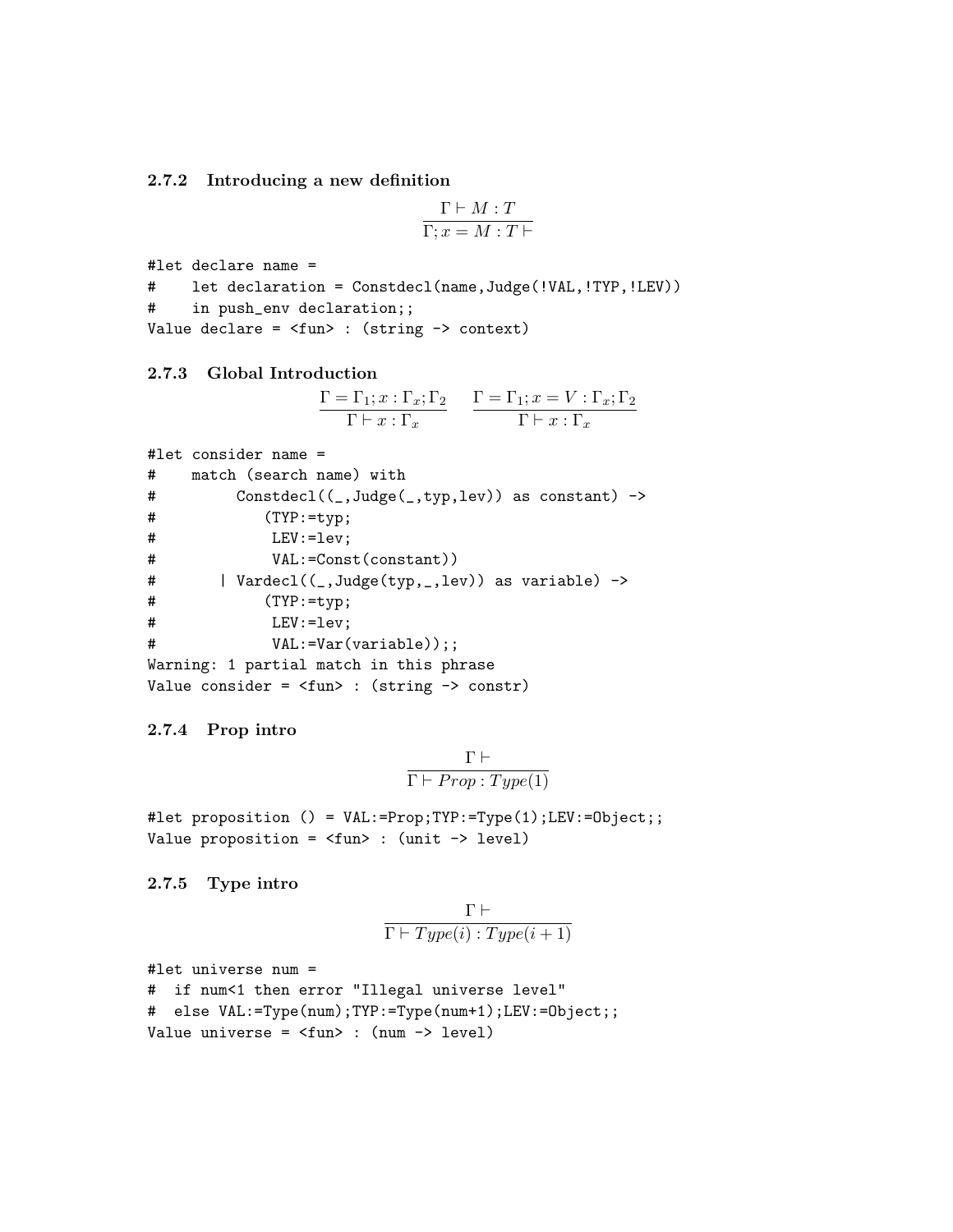### 2.7.2 Introducing a new definition

$$\frac{\Gamma \vdash M : T}{\Gamma; x = M : T \vdash}$$

```
#let declare name =
#    let declaration = Constdecl(name,Judge(!VAL,!TYP,!LEV))
#    in push_env declaration;;
Value declare = <fun> : (string -> context)
```

### 2.7.3 Global Introduction

$$\frac{\Gamma = \Gamma_1; x : \Gamma_x; \Gamma_2}{\Gamma \vdash x : \Gamma_x} \qquad \frac{\Gamma = \Gamma_1; x = V : \Gamma_x; \Gamma_2}{\Gamma \vdash x : \Gamma_x}$$

```
#let consider name =
#    match (search name) with
#        Constdecl((_,Judge(_,typ,lev)) as constant) ->
#           (TYP:=typ;
#            LEV:=lev;
#            VAL:=Const(constant))
#      | Vardecl((_,Judge(typ,_,lev)) as variable) ->
#           (TYP:=typ;
#            LEV:=lev;
#            VAL:=Var(variable));;
Warning: 1 partial match in this phrase
Value consider = <fun> : (string -> constr)
```

### 2.7.4 Prop intro

$$\frac{\Gamma \vdash}{\Gamma \vdash Prop : Type(1)}$$

```
#let proposition () = VAL:=Prop;TYP:=Type(1);LEV:=Object;;
Value proposition = <fun> : (unit -> level)
```

### 2.7.5 Type intro

$$\frac{\Gamma \vdash}{\Gamma \vdash Type(i) : Type(i+1)}$$

```
#let universe num =
#  if num<1 then error "Illegal universe level"
#  else VAL:=Type(num);TYP:=Type(num+1);LEV:=Object;;
Value universe = <fun> : (num -> level)
```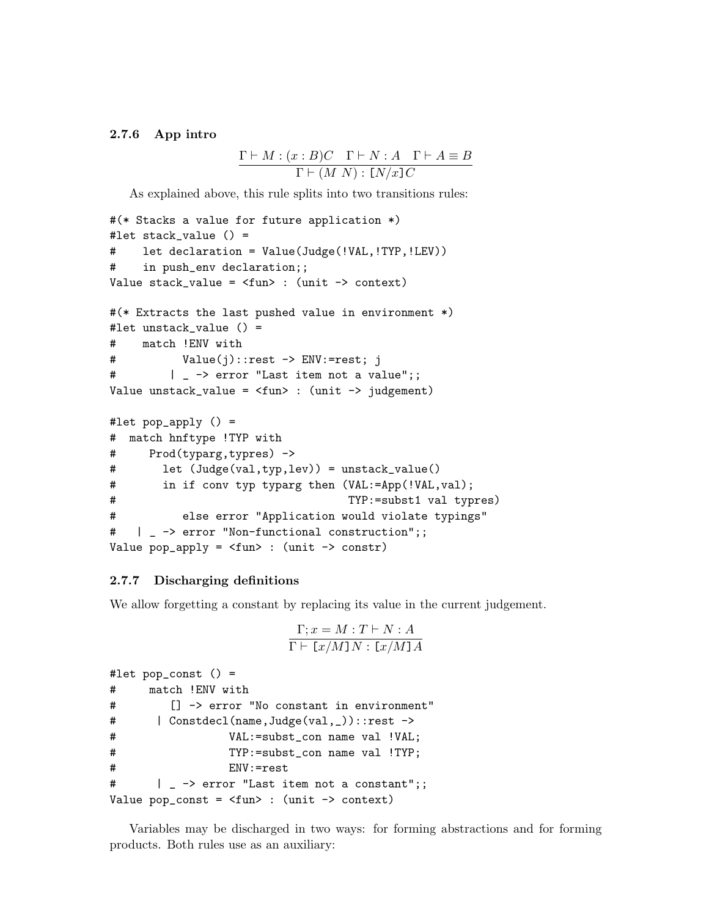### 2.7.6 App intro

$$\frac{\Gamma \vdash M : (x:B)C \quad \Gamma \vdash N : A \quad \Gamma \vdash A \equiv B}{\Gamma \vdash (M\ N) : [N/x]C}$$

As explained above, this rule splits into two transitions rules:

```
#(* Stacks a value for future application *)
#let stack_value () =
#    let declaration = Value(Judge(!VAL,!TYP,!LEV))
#    in push_env declaration;;
Value stack_value = <fun> : (unit -> context)

#(* Extracts the last pushed value in environment *)
#let unstack_value () =
#    match !ENV with
#          Value(j)::rest -> ENV:=rest; j
#        | _ -> error "Last item not a value";;
Value unstack_value = <fun> : (unit -> judgement)

#let pop_apply () =
#  match hnftype !TYP with
#     Prod(typarg,typres) ->
#       let (Judge(val,typ,lev)) = unstack_value()
#       in if conv typ typarg then (VAL:=App(!VAL,val);
#                                   TYP:=subst1 val typres)
#          else error "Application would violate typings"
#   | _ -> error "Non-functional construction";;
Value pop_apply = <fun> : (unit -> constr)
```

### 2.7.7 Discharging definitions

We allow forgetting a constant by replacing its value in the current judgement.

$$\frac{\Gamma; x = M : T \vdash N : A}{\Gamma \vdash [x/M]N : [x/M]A}$$

```
#let pop_const () =
#     match !ENV with
#        [] -> error "No constant in environment"
#      | Constdecl(name,Judge(val,_))::rest ->
#                 VAL:=subst_con name val !VAL;
#                 TYP:=subst_con name val !TYP;
#                 ENV:=rest
#      | _ -> error "Last item not a constant";;
Value pop_const = <fun> : (unit -> context)
```

Variables may be discharged in two ways: for forming abstractions and for forming products. Both rules use as an auxiliary: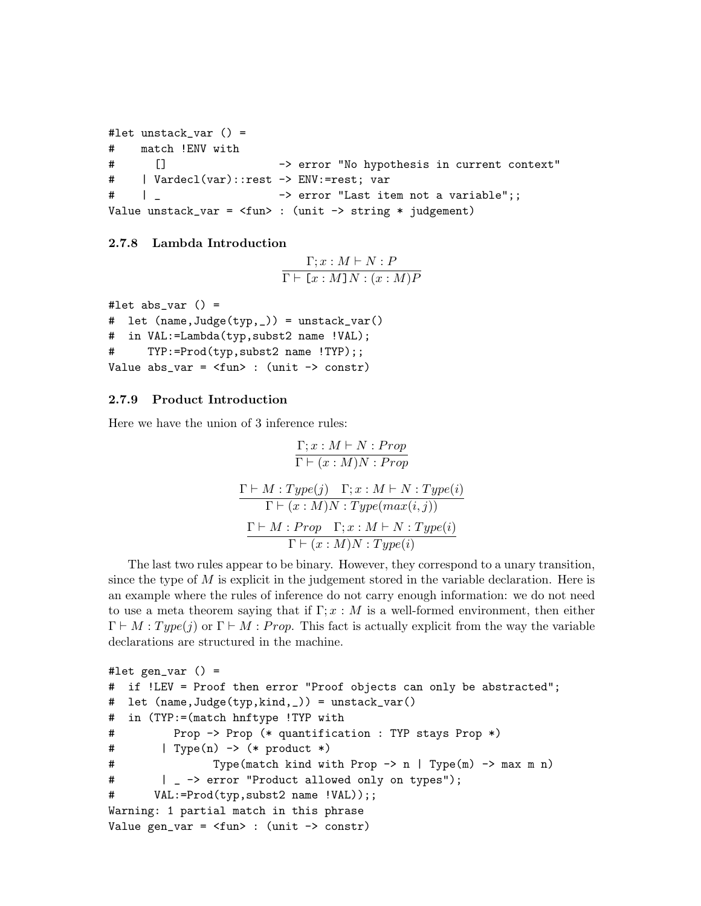```
#let unstack_var () =
#    match !ENV with
#      []                 -> error "No hypothesis in current context"
#    | Vardecl(var)::rest -> ENV:=rest; var
#    | _                  -> error "Last item not a variable";;
Value unstack_var = <fun> : (unit -> string * judgement)
```

### 2.7.8 Lambda Introduction

$$\frac{\Gamma; x : M \vdash N : P}{\Gamma \vdash [x : M]N : (x : M)P}$$

```
#let abs_var () =
#  let (name,Judge(typ,_)) = unstack_var()
#  in VAL:=Lambda(typ,subst2 name !VAL);
#     TYP:=Prod(typ,subst2 name !TYP);;
Value abs_var = <fun> : (unit -> constr)
```

### 2.7.9 Product Introduction

Here we have the union of 3 inference rules:

$$\frac{\Gamma; x : M \vdash N : Prop}{\Gamma \vdash (x : M)N : Prop}$$

$$\frac{\Gamma \vdash M : Type(j) \quad \Gamma; x : M \vdash N : Type(i)}{\Gamma \vdash (x : M)N : Type(max(i, j))}$$

$$\frac{\Gamma \vdash M : Prop \quad \Gamma; x : M \vdash N : Type(i)}{\Gamma \vdash (x : M)N : Type(i)}$$

The last two rules appear to be binary. However, they correspond to a unary transition, since the type of $M$ is explicit in the judgement stored in the variable declaration. Here is an example where the rules of inference do not carry enough information: we do not need to use a meta theorem saying that if $\Gamma; x : M$ is a well-formed environment, then either $\Gamma \vdash M : Type(j)$ or $\Gamma \vdash M : Prop$. This fact is actually explicit from the way the variable declarations are structured in the machine.

```
#let gen_var () =
#  if !LEV = Proof then error "Proof objects can only be abstracted";
#  let (name,Judge(typ,kind,_)) = unstack_var()
#  in (TYP:=(match hnftype !TYP with
#         Prop -> Prop (* quantification : TYP stays Prop *)
#       | Type(n) -> (* product *)
#              Type(match kind with Prop -> n | Type(m) -> max m n)
#       | _ -> error "Product allowed only on types");
#      VAL:=Prod(typ,subst2 name !VAL));;
Warning: 1 partial match in this phrase
Value gen_var = <fun> : (unit -> constr)
```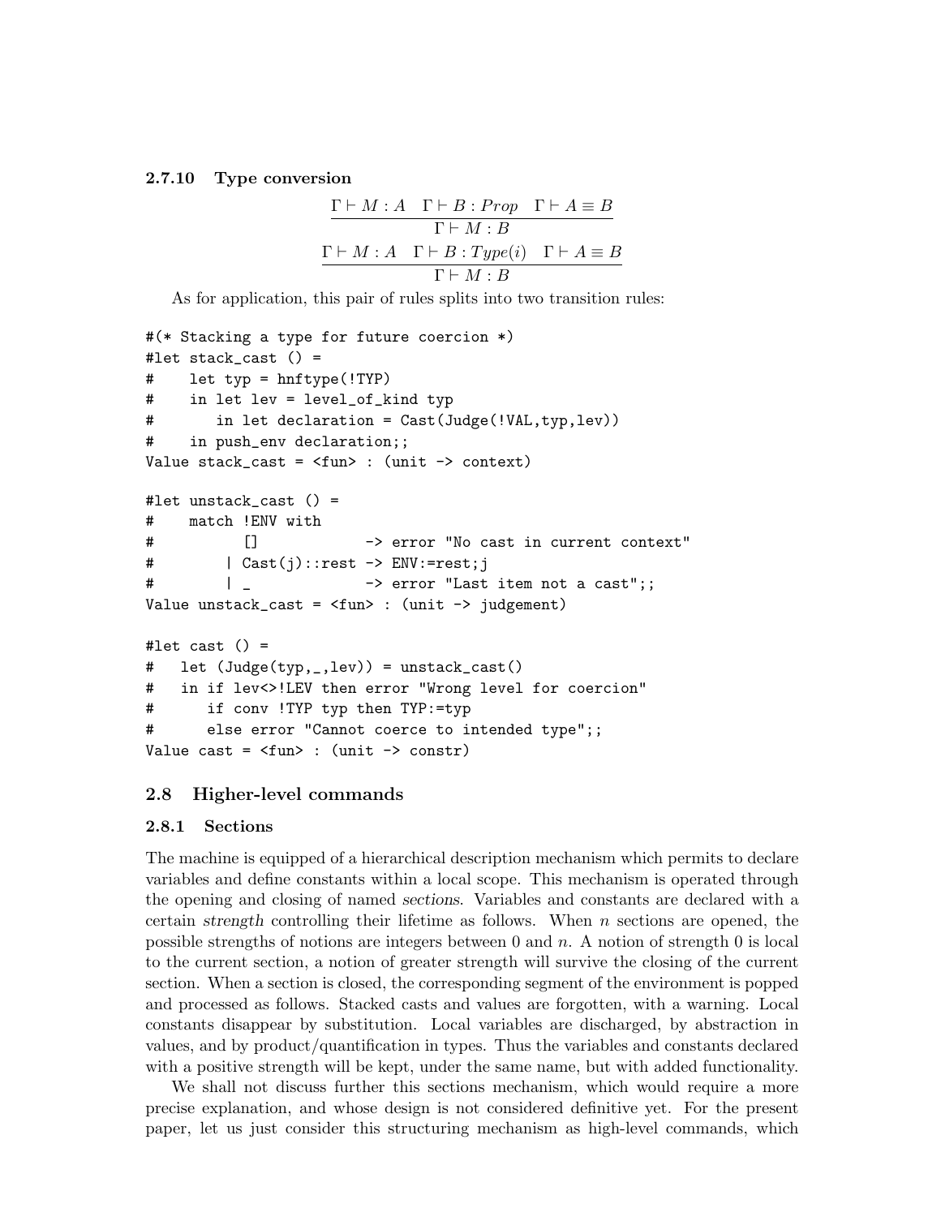#### 2.7.10 Type conversion

$$\frac{\Gamma \vdash M : A \quad \Gamma \vdash B : Prop \quad \Gamma \vdash A \equiv B}{\Gamma \vdash M : B}$$

$$\frac{\Gamma \vdash M : A \quad \Gamma \vdash B : Type(i) \quad \Gamma \vdash A \equiv B}{\Gamma \vdash M : B}$$

As for application, this pair of rules splits into two transition rules:

```
#(* Stacking a type for future coercion *)
#let stack_cast () =
#    let typ = hnftype(!TYP)
#    in let lev = level_of_kind typ
#       in let declaration = Cast(Judge(!VAL,typ,lev))
#    in push_env declaration;;
Value stack_cast = <fun> : (unit -> context)

#let unstack_cast () =
#    match !ENV with
#          []            -> error "No cast in current context"
#        | Cast(j)::rest -> ENV:=rest;j
#        | _             -> error "Last item not a cast";;
Value unstack_cast = <fun> : (unit -> judgement)

#let cast () =
#   let (Judge(typ,_,lev)) = unstack_cast()
#   in if lev<>!LEV then error "Wrong level for coercion"
#      if conv !TYP typ then TYP:=typ
#      else error "Cannot coerce to intended type";;
Value cast = <fun> : (unit -> constr)
```

### 2.8 Higher-level commands

#### 2.8.1 Sections

The machine is equipped of a hierarchical description mechanism which permits to declare variables and define constants within a local scope. This mechanism is operated through the opening and closing of named *sections*. Variables and constants are declared with a certain *strength* controlling their lifetime as follows. When $n$ sections are opened, the possible strengths of notions are integers between 0 and $n$. A notion of strength 0 is local to the current section, a notion of greater strength will survive the closing of the current section. When a section is closed, the corresponding segment of the environment is popped and processed as follows. Stacked casts and values are forgotten, with a warning. Local constants disappear by substitution. Local variables are discharged, by abstraction in values, and by product/quantification in types. Thus the variables and constants declared with a positive strength will be kept, under the same name, but with added functionality.

We shall not discuss further this sections mechanism, which would require a more precise explanation, and whose design is not considered definitive yet. For the present paper, let us just consider this structuring mechanism as high-level commands, which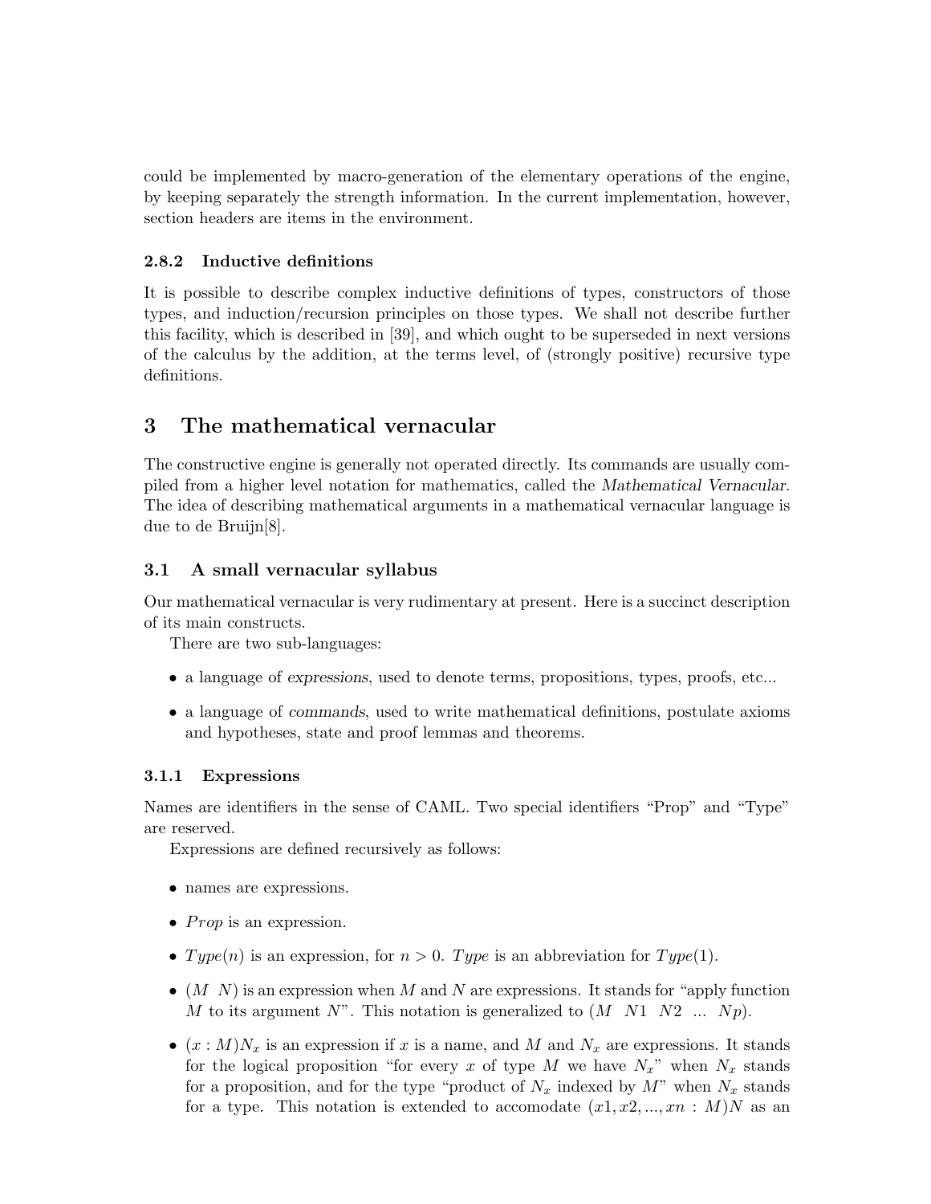could be implemented by macro-generation of the elementary operations of the engine, by keeping separately the strength information. In the current implementation, however, section headers are items in the environment.

### 2.8.2 Inductive definitions

It is possible to describe complex inductive definitions of types, constructors of those types, and induction/recursion principles on those types. We shall not describe further this facility, which is described in [39], and which ought to be superseded in next versions of the calculus by the addition, at the terms level, of (strongly positive) recursive type definitions.

# 3 The mathematical vernacular

The constructive engine is generally not operated directly. Its commands are usually compiled from a higher level notation for mathematics, called the *Mathematical Vernacular*. The idea of describing mathematical arguments in a mathematical vernacular language is due to de Bruijn[8].

## 3.1 A small vernacular syllabus

Our mathematical vernacular is very rudimentary at present. Here is a succinct description of its main constructs.

There are two sub-languages:

- a language of *expressions*, used to denote terms, propositions, types, proofs, etc...
- a language of *commands*, used to write mathematical definitions, postulate axioms and hypotheses, state and proof lemmas and theorems.

### 3.1.1 Expressions

Names are identifiers in the sense of CAML. Two special identifiers “Prop” and “Type” are reserved.

Expressions are defined recursively as follows:

- names are expressions.
- $Prop$ is an expression.
- $Type(n)$ is an expression, for $n > 0$. $Type$ is an abbreviation for $Type(1)$.
- $(M\ \ N)$ is an expression when $M$ and $N$ are expressions. It stands for “apply function $M$ to its argument $N$”. This notation is generalized to $(M\ \ N1\ \ N2\ \ ...\ \ Np)$.
- $(x : M)N_x$ is an expression if $x$ is a name, and $M$ and $N_x$ are expressions. It stands for the logical proposition “for every $x$ of type $M$ we have $N_x$” when $N_x$ stands for a proposition, and for the type “product of $N_x$ indexed by $M$” when $N_x$ stands for a type. This notation is extended to accomodate $(x1, x2, ..., xn : M)N$ as an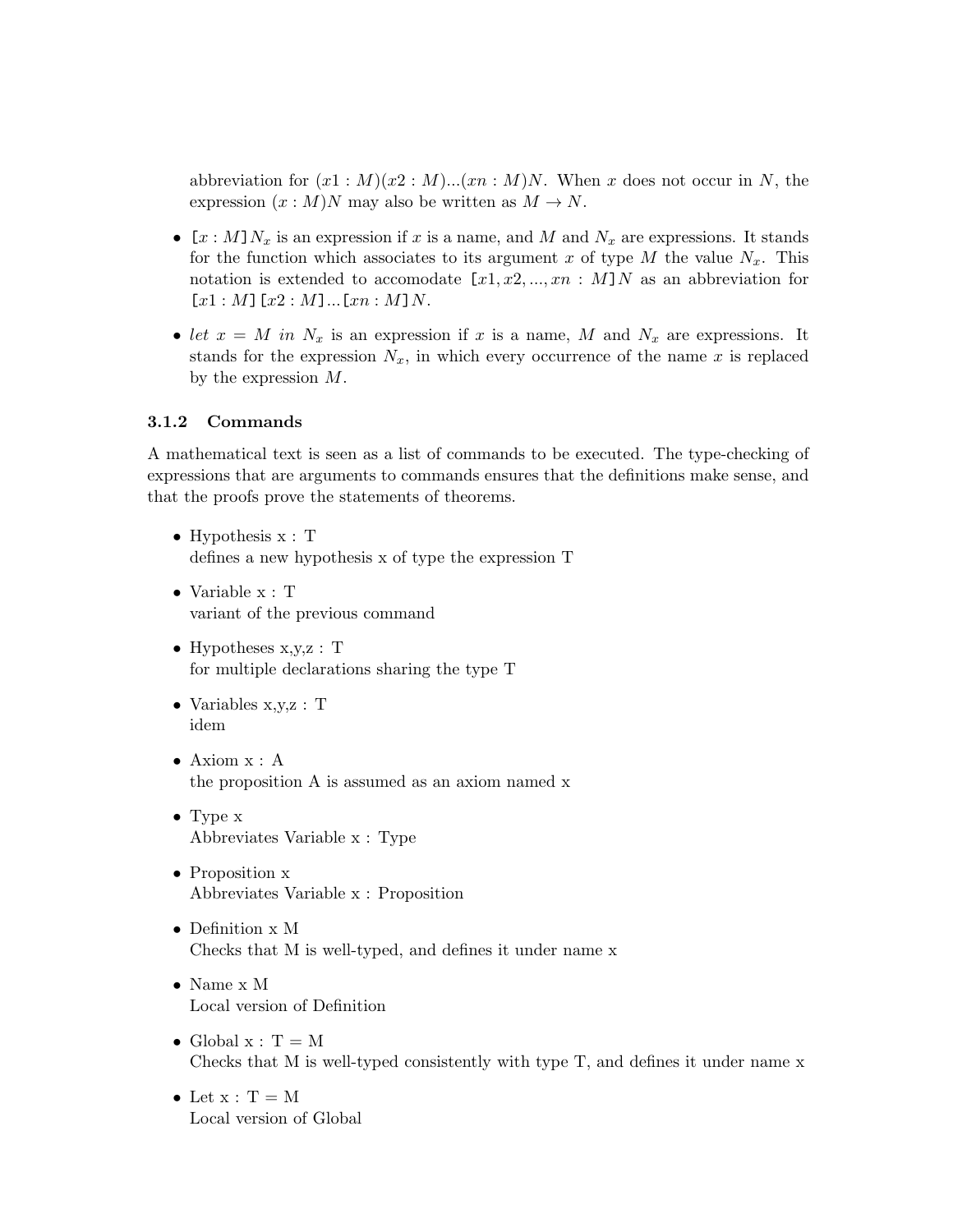abbreviation for $(x1 : M)(x2 : M)...(xn : M)N$. When $x$ does not occur in $N$, the expression $(x : M)N$ may also be written as $M \rightarrow N$.

- $[x : M]N_x$ is an expression if $x$ is a name, and $M$ and $N_x$ are expressions. It stands for the function which associates to its argument $x$ of type $M$ the value $N_x$. This notation is extended to accomodate $[x1, x2, ..., xn : M]N$ as an abbreviation for $[x1 : M][x2 : M]...[xn : M]N$.

- *let* $x = M$ *in* $N_x$ is an expression if $x$ is a name, $M$ and $N_x$ are expressions. It stands for the expression $N_x$, in which every occurrence of the name $x$ is replaced by the expression $M$.

### 3.1.2 Commands

A mathematical text is seen as a list of commands to be executed. The type-checking of expressions that are arguments to commands ensures that the definitions make sense, and that the proofs prove the statements of theorems.

- Hypothesis x : T
  defines a new hypothesis x of type the expression T

- Variable x : T
  variant of the previous command

- Hypotheses x,y,z : T
  for multiple declarations sharing the type T

- Variables x,y,z : T
  idem

- Axiom x : A
  the proposition A is assumed as an axiom named x

- Type x
  Abbreviates Variable x : Type

- Proposition x
  Abbreviates Variable x : Proposition

- Definition x M
  Checks that M is well-typed, and defines it under name x

- Name x M
  Local version of Definition

- Global x : T = M
  Checks that M is well-typed consistently with type T, and defines it under name x

- Let x : T = M
  Local version of Global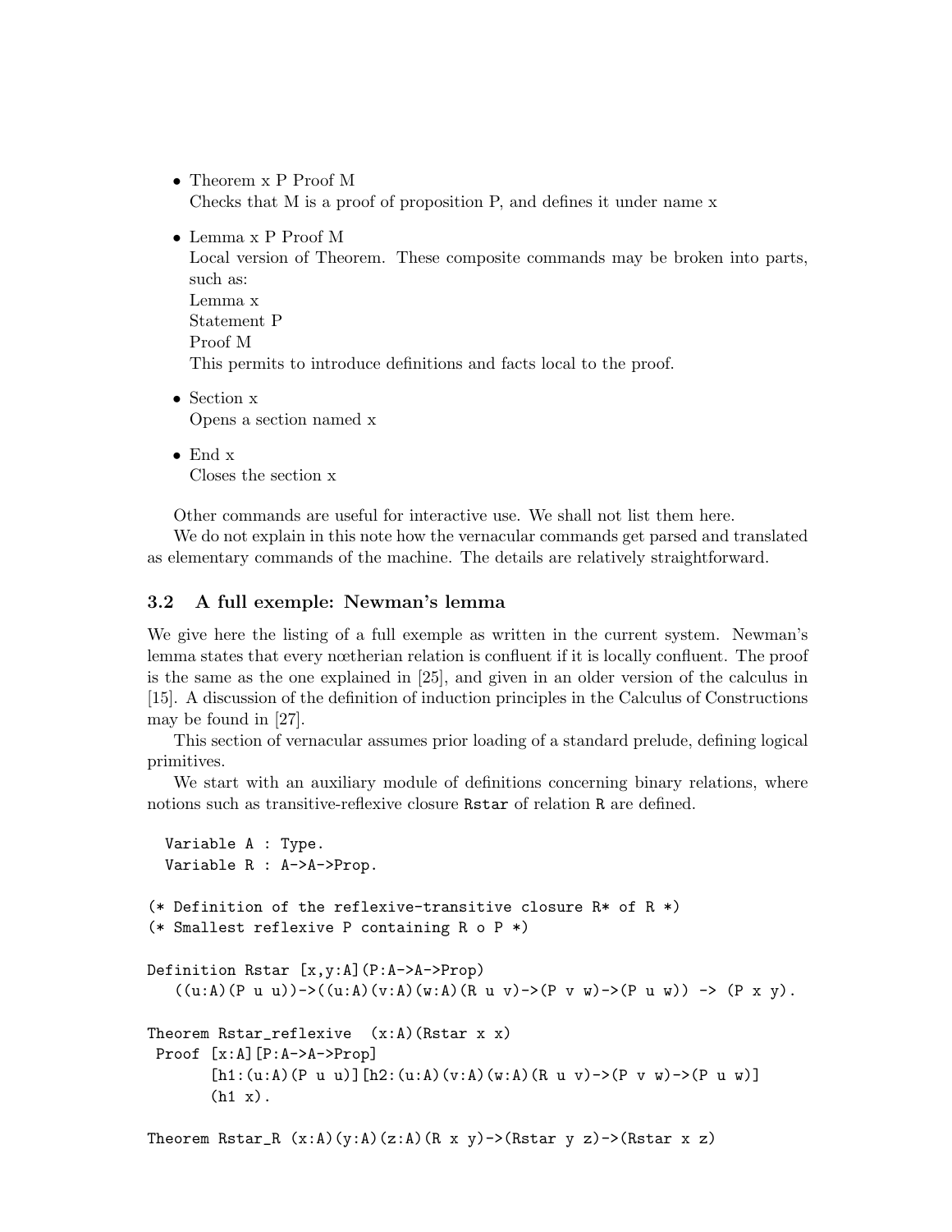- Theorem x P Proof M
  Checks that M is a proof of proposition P, and defines it under name x

- Lemma x P Proof M
  Local version of Theorem. These composite commands may be broken into parts, such as:
  Lemma x
  Statement P
  Proof M
  This permits to introduce definitions and facts local to the proof.

- Section x
  Opens a section named x

- End x
  Closes the section x

Other commands are useful for interactive use. We shall not list them here.

We do not explain in this note how the vernacular commands get parsed and translated as elementary commands of the machine. The details are relatively straightforward.

### 3.2 A full exemple: Newman's lemma

We give here the listing of a full exemple as written in the current system. Newman's lemma states that every nœtherian relation is confluent if it is locally confluent. The proof is the same as the one explained in [25], and given in an older version of the calculus in [15]. A discussion of the definition of induction principles in the Calculus of Constructions may be found in [27].

This section of vernacular assumes prior loading of a standard prelude, defining logical primitives.

We start with an auxiliary module of definitions concerning binary relations, where notions such as transitive-reflexive closure `Rstar` of relation `R` are defined.

```
  Variable A : Type.
  Variable R : A->A->Prop.

(* Definition of the reflexive-transitive closure R* of R *)
(* Smallest reflexive P containing R o P *)

Definition Rstar [x,y:A](P:A->A->Prop)
   ((u:A)(P u u))->((u:A)(v:A)(w:A)(R u v)->(P v w)->(P u w)) -> (P x y).

Theorem Rstar_reflexive  (x:A)(Rstar x x)
 Proof [x:A][P:A->A->Prop]
       [h1:(u:A)(P u u)][h2:(u:A)(v:A)(w:A)(R u v)->(P v w)->(P u w)]
       (h1 x).

Theorem Rstar_R (x:A)(y:A)(z:A)(R x y)->(Rstar y z)->(Rstar x z)
```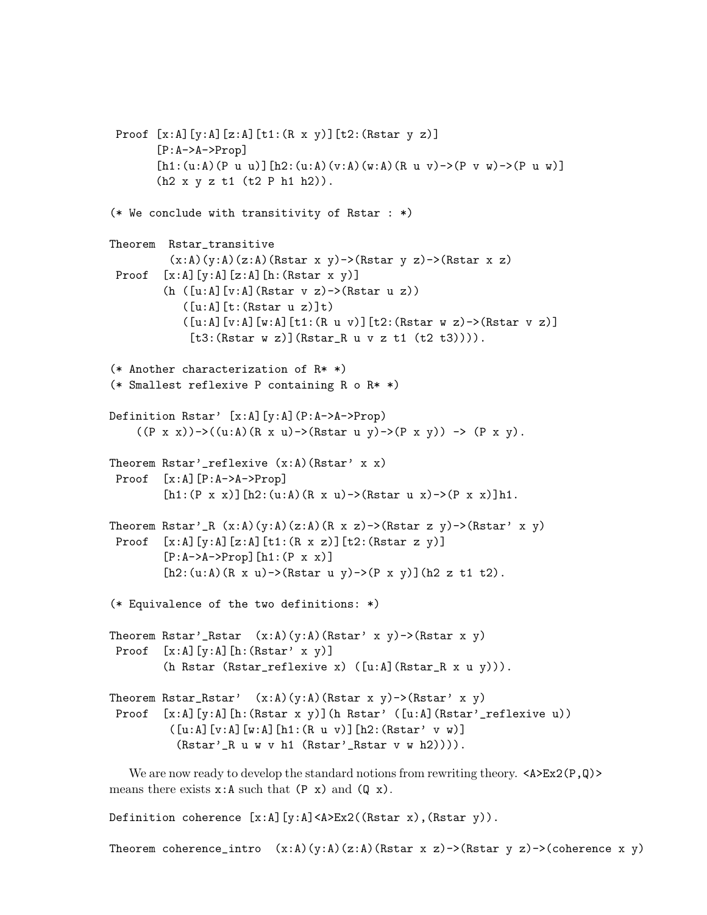```
 Proof [x:A][y:A][z:A][t1:(R x y)][t2:(Rstar y z)]
       [P:A->A->Prop]
       [h1:(u:A)(P u u)][h2:(u:A)(v:A)(w:A)(R u v)->(P v w)->(P u w)]
       (h2 x y z t1 (t2 P h1 h2)).

(* We conclude with transitivity of Rstar : *)

Theorem  Rstar_transitive
         (x:A)(y:A)(z:A)(Rstar x y)->(Rstar y z)->(Rstar x z)
 Proof  [x:A][y:A][z:A][h:(Rstar x y)]
        (h ([u:A][v:A](Rstar v z)->(Rstar u z))
           ([u:A][t:(Rstar u z)]t)
           ([u:A][v:A][w:A][t1:(R u v)][t2:(Rstar w z)->(Rstar v z)]
            [t3:(Rstar w z)](Rstar_R u v z t1 (t2 t3)))).

(* Another characterization of R* *)
(* Smallest reflexive P containing R o R* *)

Definition Rstar' [x:A][y:A](P:A->A->Prop)
    ((P x x))->((u:A)(R x u)->(Rstar u y)->(P x y)) -> (P x y).

Theorem Rstar'_reflexive (x:A)(Rstar' x x)
 Proof  [x:A][P:A->A->Prop]
        [h1:(P x x)][h2:(u:A)(R x u)->(Rstar u x)->(P x x)]h1.

Theorem Rstar'_R (x:A)(y:A)(z:A)(R x z)->(Rstar z y)->(Rstar' x y)
 Proof  [x:A][y:A][z:A][t1:(R x z)][t2:(Rstar z y)]
        [P:A->A->Prop][h1:(P x x)]
        [h2:(u:A)(R x u)->(Rstar u y)->(P x y)](h2 z t1 t2).

(* Equivalence of the two definitions: *)

Theorem Rstar'_Rstar  (x:A)(y:A)(Rstar' x y)->(Rstar x y)
 Proof  [x:A][y:A][h:(Rstar' x y)]
        (h Rstar (Rstar_reflexive x) ([u:A](Rstar_R x u y))).

Theorem Rstar_Rstar'  (x:A)(y:A)(Rstar x y)->(Rstar' x y)
 Proof  [x:A][y:A][h:(Rstar x y)](h Rstar' ([u:A](Rstar'_reflexive u))
         ([u:A][v:A][w:A][h1:(R u v)][h2:(Rstar' v w)]
          (Rstar'_R u w v h1 (Rstar'_Rstar v w h2)))).
```

We are now ready to develop the standard notions from rewriting theory. `<A>Ex2(P,Q)>` means there exists `x:A` such that `(P x)` and `(Q x)`.

```
Definition coherence [x:A][y:A]<A>Ex2((Rstar x),(Rstar y)).

Theorem coherence_intro  (x:A)(y:A)(z:A)(Rstar x z)->(Rstar y z)->(coherence x y)
```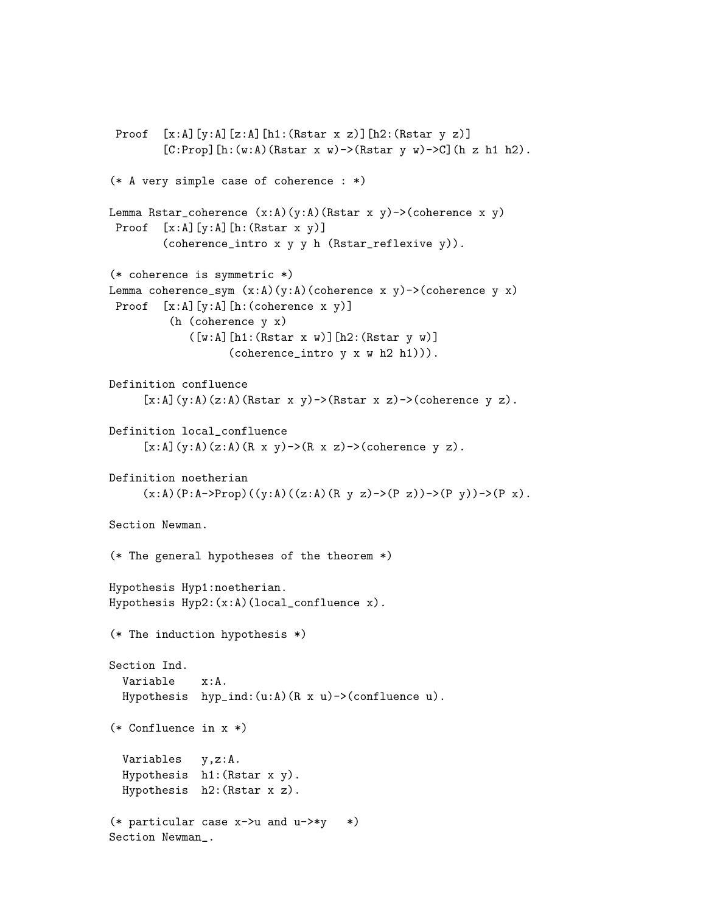```
 Proof  [x:A][y:A][z:A][h1:(Rstar x z)][h2:(Rstar y z)]
        [C:Prop][h:(w:A)(Rstar x w)->(Rstar y w)->C](h z h1 h2).

(* A very simple case of coherence : *)

Lemma Rstar_coherence (x:A)(y:A)(Rstar x y)->(coherence x y)
 Proof  [x:A][y:A][h:(Rstar x y)]
        (coherence_intro x y y h (Rstar_reflexive y)).

(* coherence is symmetric *)
Lemma coherence_sym (x:A)(y:A)(coherence x y)->(coherence y x)
 Proof  [x:A][y:A][h:(coherence x y)]
         (h (coherence y x)
            ([w:A][h1:(Rstar x w)][h2:(Rstar y w)]
                  (coherence_intro y x w h2 h1))).

Definition confluence
     [x:A](y:A)(z:A)(Rstar x y)->(Rstar x z)->(coherence y z).

Definition local_confluence
     [x:A](y:A)(z:A)(R x y)->(R x z)->(coherence y z).

Definition noetherian
     (x:A)(P:A->Prop)((y:A)((z:A)(R y z)->(P z))->(P y))->(P x).

Section Newman.

(* The general hypotheses of the theorem *)

Hypothesis Hyp1:noetherian.
Hypothesis Hyp2:(x:A)(local_confluence x).

(* The induction hypothesis *)

Section Ind.
  Variable    x:A.
  Hypothesis  hyp_ind:(u:A)(R x u)->(confluence u).

(* Confluence in x *)

  Variables   y,z:A.
  Hypothesis  h1:(Rstar x y).
  Hypothesis  h2:(Rstar x z).

(* particular case x->u and u->*y   *)
Section Newman_.
```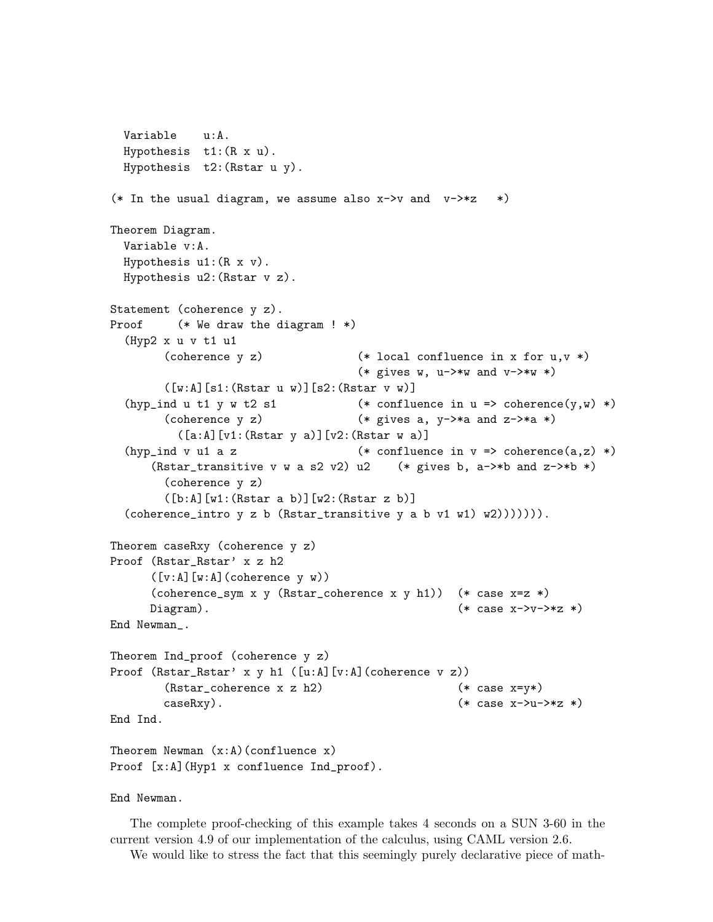```
  Variable    u:A.
  Hypothesis  t1:(R x u).
  Hypothesis  t2:(Rstar u y).

(* In the usual diagram, we assume also x->v and  v->*z   *)

Theorem Diagram.
  Variable v:A.
  Hypothesis u1:(R x v).
  Hypothesis u2:(Rstar v z).

Statement (coherence y z).
Proof     (* We draw the diagram ! *)
  (Hyp2 x u v t1 u1
        (coherence y z)              (* local confluence in x for u,v *)
                                     (* gives w, u->*w and v->*w *)
        ([w:A][s1:(Rstar u w)][s2:(Rstar v w)]
  (hyp_ind u t1 y w t2 s1            (* confluence in u => coherence(y,w) *)
        (coherence y z)              (* gives a, y->*a and z->*a *)
          ([a:A][v1:(Rstar y a)][v2:(Rstar w a)]
  (hyp_ind v u1 a z                  (* confluence in v => coherence(a,z) *)
      (Rstar_transitive v w a s2 v2) u2    (* gives b, a->*b and z->*b *)
        (coherence y z)
        ([b:A][w1:(Rstar a b)][w2:(Rstar z b)]
  (coherence_intro y z b (Rstar_transitive y a b v1 w1) w2))))))).

Theorem caseRxy (coherence y z)
Proof (Rstar_Rstar' x z h2
      ([v:A][w:A](coherence y w))
      (coherence_sym x y (Rstar_coherence x y h1))  (* case x=z *)
      Diagram).                                     (* case x->v->*z *)
End Newman_.

Theorem Ind_proof (coherence y z)
Proof (Rstar_Rstar' x y h1 ([u:A][v:A](coherence v z))
        (Rstar_coherence x z h2)                    (* case x=y*)
        caseRxy).                                   (* case x->u->*z *)
End Ind.

Theorem Newman (x:A)(confluence x)
Proof [x:A](Hyp1 x confluence Ind_proof).

End Newman.
```

The complete proof-checking of this example takes 4 seconds on a SUN 3-60 in the current version 4.9 of our implementation of the calculus, using CAML version 2.6.

We would like to stress the fact that this seemingly purely declarative piece of math-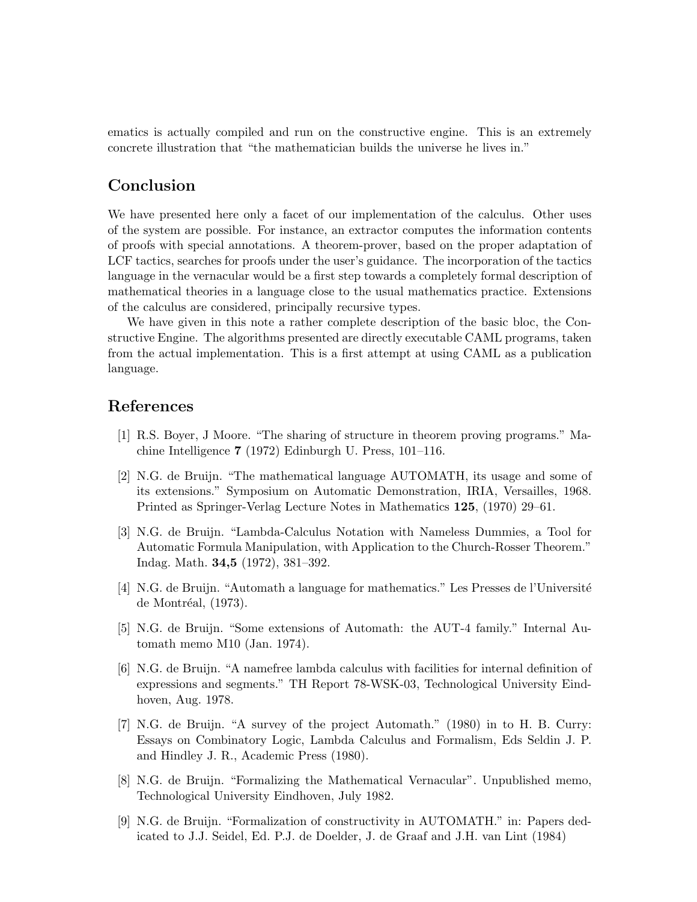ematics is actually compiled and run on the constructive engine. This is an extremely concrete illustration that "the mathematician builds the universe he lives in."

## Conclusion

We have presented here only a facet of our implementation of the calculus. Other uses of the system are possible. For instance, an extractor computes the information contents of proofs with special annotations. A theorem-prover, based on the proper adaptation of LCF tactics, searches for proofs under the user's guidance. The incorporation of the tactics language in the vernacular would be a first step towards a completely formal description of mathematical theories in a language close to the usual mathematics practice. Extensions of the calculus are considered, principally recursive types.

We have given in this note a rather complete description of the basic bloc, the Constructive Engine. The algorithms presented are directly executable CAML programs, taken from the actual implementation. This is a first attempt at using CAML as a publication language.

## References

[1] R.S. Boyer, J Moore. "The sharing of structure in theorem proving programs." Machine Intelligence **7** (1972) Edinburgh U. Press, 101–116.

[2] N.G. de Bruijn. "The mathematical language AUTOMATH, its usage and some of its extensions." Symposium on Automatic Demonstration, IRIA, Versailles, 1968. Printed as Springer-Verlag Lecture Notes in Mathematics **125**, (1970) 29–61.

[3] N.G. de Bruijn. "Lambda-Calculus Notation with Nameless Dummies, a Tool for Automatic Formula Manipulation, with Application to the Church-Rosser Theorem." Indag. Math. **34,5** (1972), 381–392.

[4] N.G. de Bruijn. "Automath a language for mathematics." Les Presses de l'Université de Montréal, (1973).

[5] N.G. de Bruijn. "Some extensions of Automath: the AUT-4 family." Internal Automath memo M10 (Jan. 1974).

[6] N.G. de Bruijn. "A namefree lambda calculus with facilities for internal definition of expressions and segments." TH Report 78-WSK-03, Technological University Eindhoven, Aug. 1978.

[7] N.G. de Bruijn. "A survey of the project Automath." (1980) in to H. B. Curry: Essays on Combinatory Logic, Lambda Calculus and Formalism, Eds Seldin J. P. and Hindley J. R., Academic Press (1980).

[8] N.G. de Bruijn. "Formalizing the Mathematical Vernacular". Unpublished memo, Technological University Eindhoven, July 1982.

[9] N.G. de Bruijn. "Formalization of constructivity in AUTOMATH." in: Papers dedicated to J.J. Seidel, Ed. P.J. de Doelder, J. de Graaf and J.H. van Lint (1984)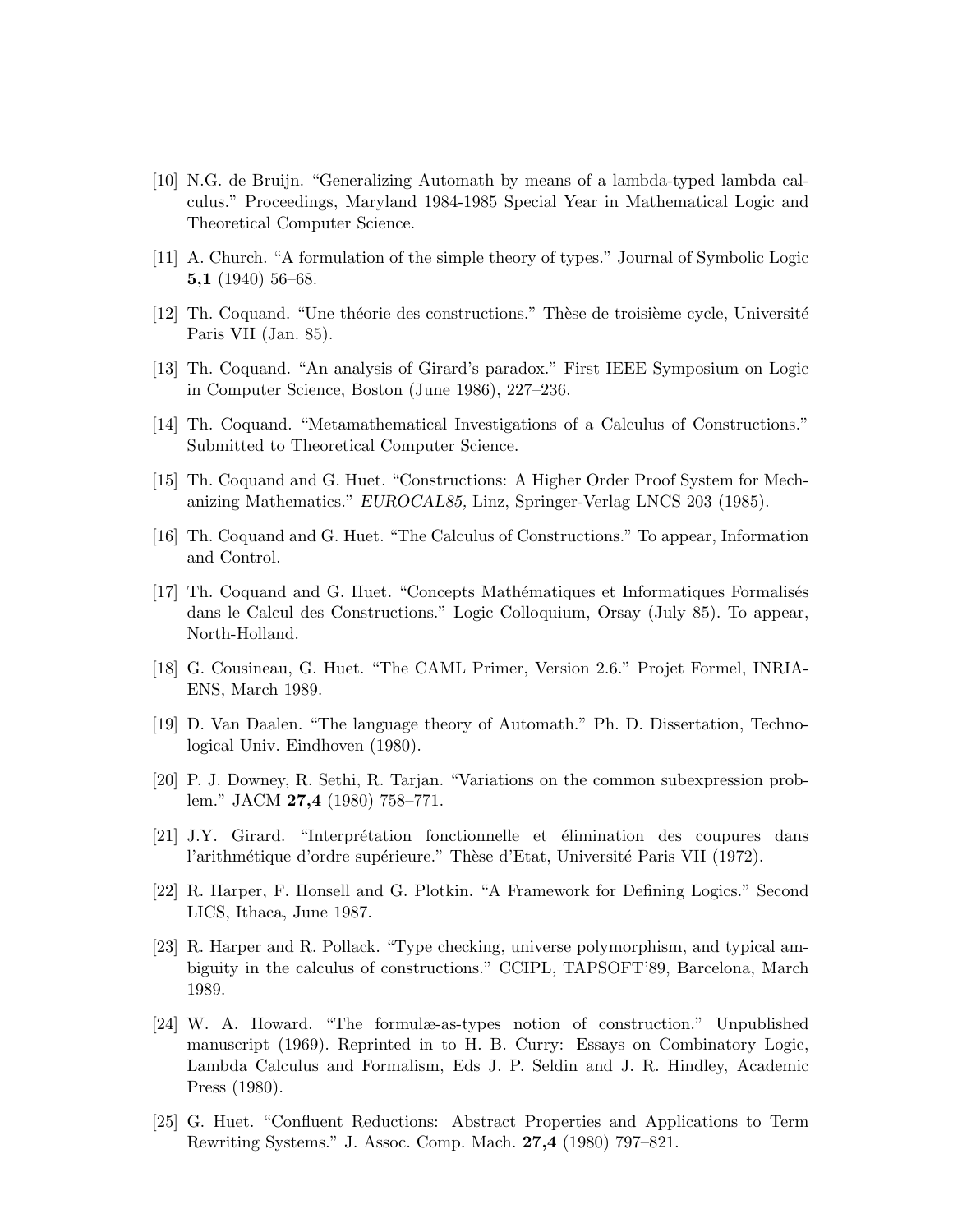[10] N.G. de Bruijn. “Generalizing Automath by means of a lambda-typed lambda calculus.” Proceedings, Maryland 1984-1985 Special Year in Mathematical Logic and Theoretical Computer Science.

[11] A. Church. “A formulation of the simple theory of types.” Journal of Symbolic Logic **5,1** (1940) 56–68.

[12] Th. Coquand. “Une théorie des constructions.” Thèse de troisième cycle, Université Paris VII (Jan. 85).

[13] Th. Coquand. “An analysis of Girard’s paradox.” First IEEE Symposium on Logic in Computer Science, Boston (June 1986), 227–236.

[14] Th. Coquand. “Metamathematical Investigations of a Calculus of Constructions.” Submitted to Theoretical Computer Science.

[15] Th. Coquand and G. Huet. “Constructions: A Higher Order Proof System for Mechanizing Mathematics.” *EUROCAL85,* Linz, Springer-Verlag LNCS 203 (1985).

[16] Th. Coquand and G. Huet. “The Calculus of Constructions.” To appear, Information and Control.

[17] Th. Coquand and G. Huet. “Concepts Mathématiques et Informatiques Formalisés dans le Calcul des Constructions.” Logic Colloquium, Orsay (July 85). To appear, North-Holland.

[18] G. Cousineau, G. Huet. “The CAML Primer, Version 2.6.” Projet Formel, INRIA-ENS, March 1989.

[19] D. Van Daalen. “The language theory of Automath.” Ph. D. Dissertation, Technological Univ. Eindhoven (1980).

[20] P. J. Downey, R. Sethi, R. Tarjan. “Variations on the common subexpression problem.” JACM **27,4** (1980) 758–771.

[21] J.Y. Girard. “Interprétation fonctionnelle et élimination des coupures dans l’arithmétique d’ordre supérieure.” Thèse d’Etat, Université Paris VII (1972).

[22] R. Harper, F. Honsell and G. Plotkin. “A Framework for Defining Logics.” Second LICS, Ithaca, June 1987.

[23] R. Harper and R. Pollack. “Type checking, universe polymorphism, and typical ambiguity in the calculus of constructions.” CCIPL, TAPSOFT’89, Barcelona, March 1989.

[24] W. A. Howard. “The formulæ-as-types notion of construction.” Unpublished manuscript (1969). Reprinted in to H. B. Curry: Essays on Combinatory Logic, Lambda Calculus and Formalism, Eds J. P. Seldin and J. R. Hindley, Academic Press (1980).

[25] G. Huet. “Confluent Reductions: Abstract Properties and Applications to Term Rewriting Systems.” J. Assoc. Comp. Mach. **27,4** (1980) 797–821.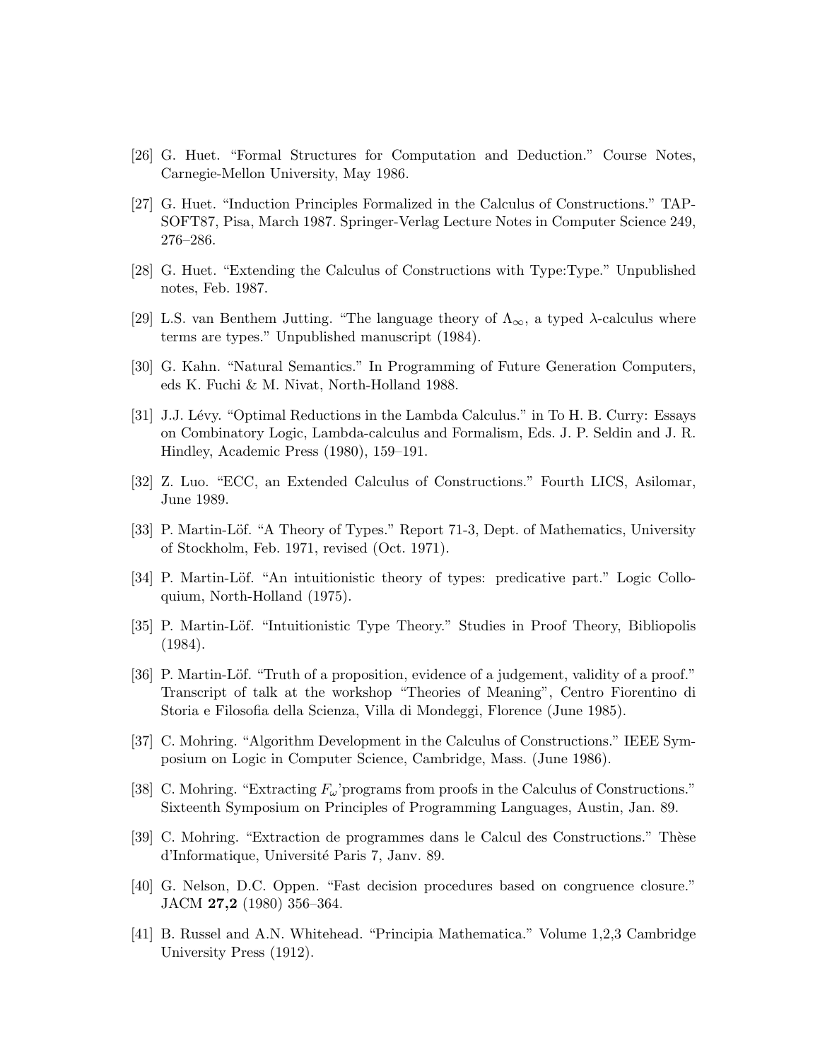[26] G. Huet. "Formal Structures for Computation and Deduction." Course Notes, Carnegie-Mellon University, May 1986.

[27] G. Huet. "Induction Principles Formalized in the Calculus of Constructions." TAPSOFT87, Pisa, March 1987. Springer-Verlag Lecture Notes in Computer Science 249, 276–286.

[28] G. Huet. "Extending the Calculus of Constructions with Type:Type." Unpublished notes, Feb. 1987.

[29] L.S. van Benthem Jutting. "The language theory of $\Lambda_\infty$, a typed $\lambda$-calculus where terms are types." Unpublished manuscript (1984).

[30] G. Kahn. "Natural Semantics." In Programming of Future Generation Computers, eds K. Fuchi & M. Nivat, North-Holland 1988.

[31] J.J. Lévy. "Optimal Reductions in the Lambda Calculus." in To H. B. Curry: Essays on Combinatory Logic, Lambda-calculus and Formalism, Eds. J. P. Seldin and J. R. Hindley, Academic Press (1980), 159–191.

[32] Z. Luo. "ECC, an Extended Calculus of Constructions." Fourth LICS, Asilomar, June 1989.

[33] P. Martin-Löf. "A Theory of Types." Report 71-3, Dept. of Mathematics, University of Stockholm, Feb. 1971, revised (Oct. 1971).

[34] P. Martin-Löf. "An intuitionistic theory of types: predicative part." Logic Colloquium, North-Holland (1975).

[35] P. Martin-Löf. "Intuitionistic Type Theory." Studies in Proof Theory, Bibliopolis (1984).

[36] P. Martin-Löf. "Truth of a proposition, evidence of a judgement, validity of a proof." Transcript of talk at the workshop "Theories of Meaning", Centro Fiorentino di Storia e Filosofia della Scienza, Villa di Mondeggi, Florence (June 1985).

[37] C. Mohring. "Algorithm Development in the Calculus of Constructions." IEEE Symposium on Logic in Computer Science, Cambridge, Mass. (June 1986).

[38] C. Mohring. "Extracting $F_\omega$'programs from proofs in the Calculus of Constructions." Sixteenth Symposium on Principles of Programming Languages, Austin, Jan. 89.

[39] C. Mohring. "Extraction de programmes dans le Calcul des Constructions." Thèse d'Informatique, Université Paris 7, Janv. 89.

[40] G. Nelson, D.C. Oppen. "Fast decision procedures based on congruence closure." JACM **27,2** (1980) 356–364.

[41] B. Russel and A.N. Whitehead. "Principia Mathematica." Volume 1,2,3 Cambridge University Press (1912).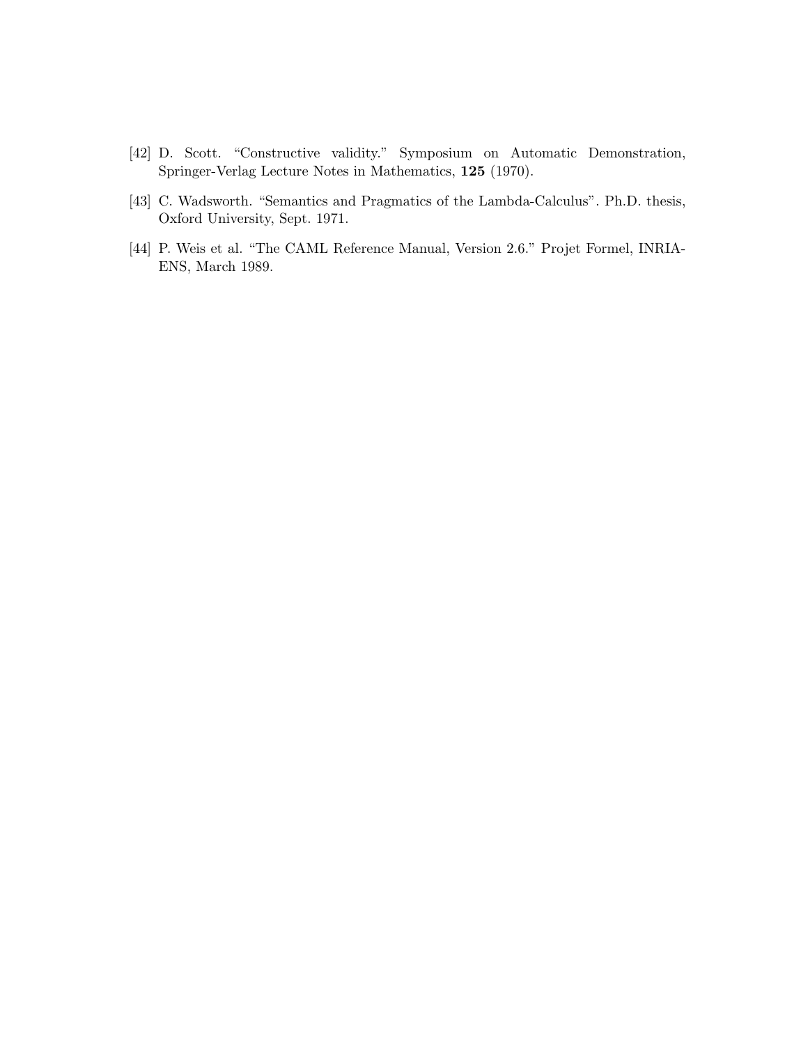[42] D. Scott. "Constructive validity." Symposium on Automatic Demonstration, Springer-Verlag Lecture Notes in Mathematics, **125** (1970).

[43] C. Wadsworth. "Semantics and Pragmatics of the Lambda-Calculus". Ph.D. thesis, Oxford University, Sept. 1971.

[44] P. Weis et al. "The CAML Reference Manual, Version 2.6." Projet Formel, INRIA-ENS, March 1989.